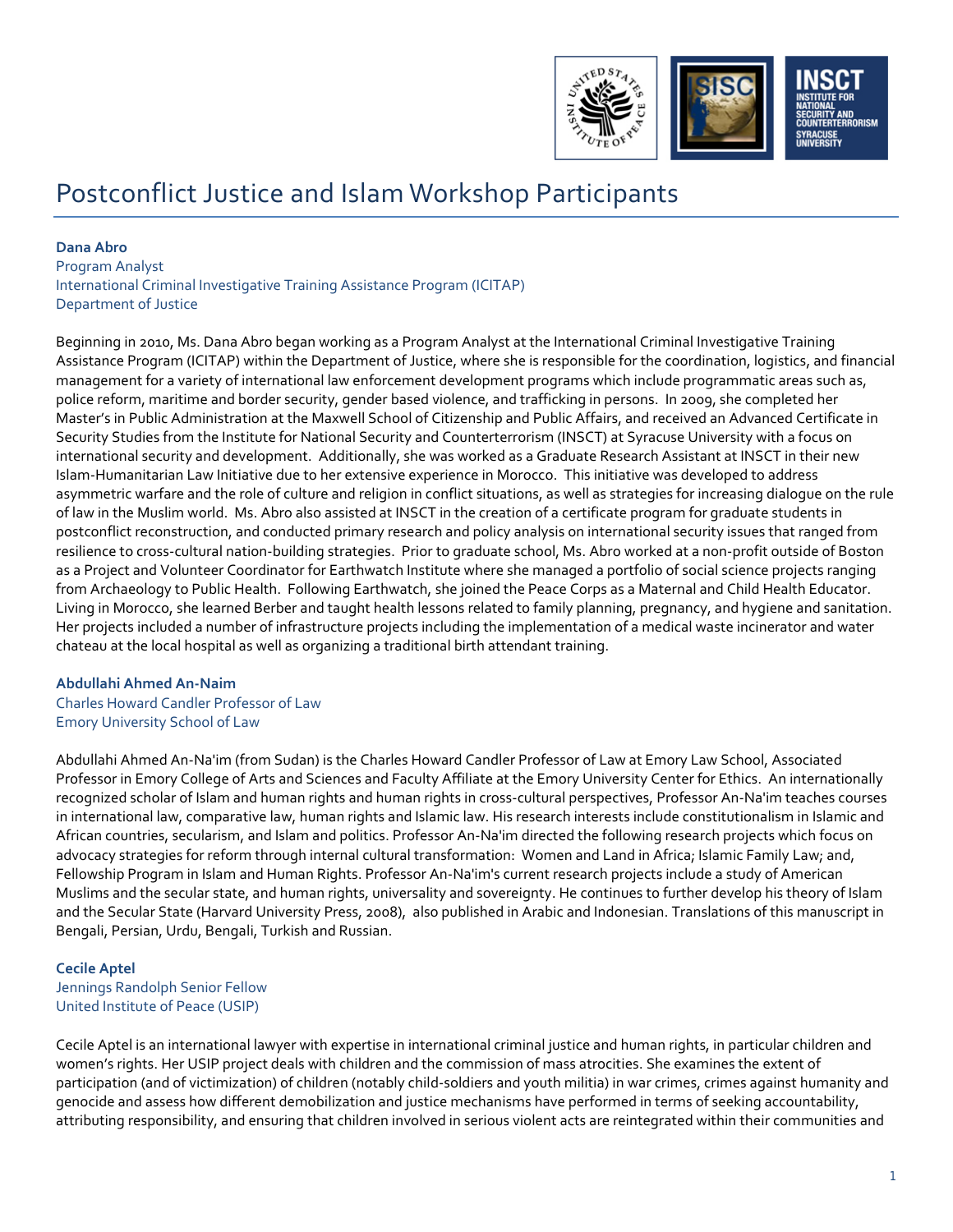# Postconflict Justice and Islam Workshop Participants

**Dana Abro**
Program Analyst
International Criminal Investigative Training Assistance Program (ICITAP)
Department of Justice

Beginning in 2010, Ms. Dana Abro began working as a Program Analyst at the International Criminal Investigative Training Assistance Program (ICITAP) within the Department of Justice, where she is responsible for the coordination, logistics, and financial management for a variety of international law enforcement development programs which include programmatic areas such as, police reform, maritime and border security, gender based violence, and trafficking in persons. In 2009, she completed her Master's in Public Administration at the Maxwell School of Citizenship and Public Affairs, and received an Advanced Certificate in Security Studies from the Institute for National Security and Counterterrorism (INSCT) at Syracuse University with a focus on international security and development. Additionally, she was worked as a Graduate Research Assistant at INSCT in their new Islam-Humanitarian Law Initiative due to her extensive experience in Morocco. This initiative was developed to address asymmetric warfare and the role of culture and religion in conflict situations, as well as strategies for increasing dialogue on the rule of law in the Muslim world. Ms. Abro also assisted at INSCT in the creation of a certificate program for graduate students in postconflict reconstruction, and conducted primary research and policy analysis on international security issues that ranged from resilience to cross-cultural nation-building strategies. Prior to graduate school, Ms. Abro worked at a non-profit outside of Boston as a Project and Volunteer Coordinator for Earthwatch Institute where she managed a portfolio of social science projects ranging from Archaeology to Public Health. Following Earthwatch, she joined the Peace Corps as a Maternal and Child Health Educator. Living in Morocco, she learned Berber and taught health lessons related to family planning, pregnancy, and hygiene and sanitation. Her projects included a number of infrastructure projects including the implementation of a medical waste incinerator and water chateau at the local hospital as well as organizing a traditional birth attendant training.

**Abdullahi Ahmed An-Naim**
Charles Howard Candler Professor of Law
Emory University School of Law

Abdullahi Ahmed An-Na'im (from Sudan) is the Charles Howard Candler Professor of Law at Emory Law School, Associated Professor in Emory College of Arts and Sciences and Faculty Affiliate at the Emory University Center for Ethics. An internationally recognized scholar of Islam and human rights and human rights in cross-cultural perspectives, Professor An-Na'im teaches courses in international law, comparative law, human rights and Islamic law. His research interests include constitutionalism in Islamic and African countries, secularism, and Islam and politics. Professor An-Na'im directed the following research projects which focus on advocacy strategies for reform through internal cultural transformation: Women and Land in Africa; Islamic Family Law; and, Fellowship Program in Islam and Human Rights. Professor An-Na'im's current research projects include a study of American Muslims and the secular state, and human rights, universality and sovereignty. He continues to further develop his theory of Islam and the Secular State (Harvard University Press, 2008), also published in Arabic and Indonesian. Translations of this manuscript in Bengali, Persian, Urdu, Bengali, Turkish and Russian.

**Cecile Aptel**
Jennings Randolph Senior Fellow
United Institute of Peace (USIP)

Cecile Aptel is an international lawyer with expertise in international criminal justice and human rights, in particular children and women's rights. Her USIP project deals with children and the commission of mass atrocities. She examines the extent of participation (and of victimization) of children (notably child-soldiers and youth militia) in war crimes, crimes against humanity and genocide and assess how different demobilization and justice mechanisms have performed in terms of seeking accountability, attributing responsibility, and ensuring that children involved in serious violent acts are reintegrated within their communities and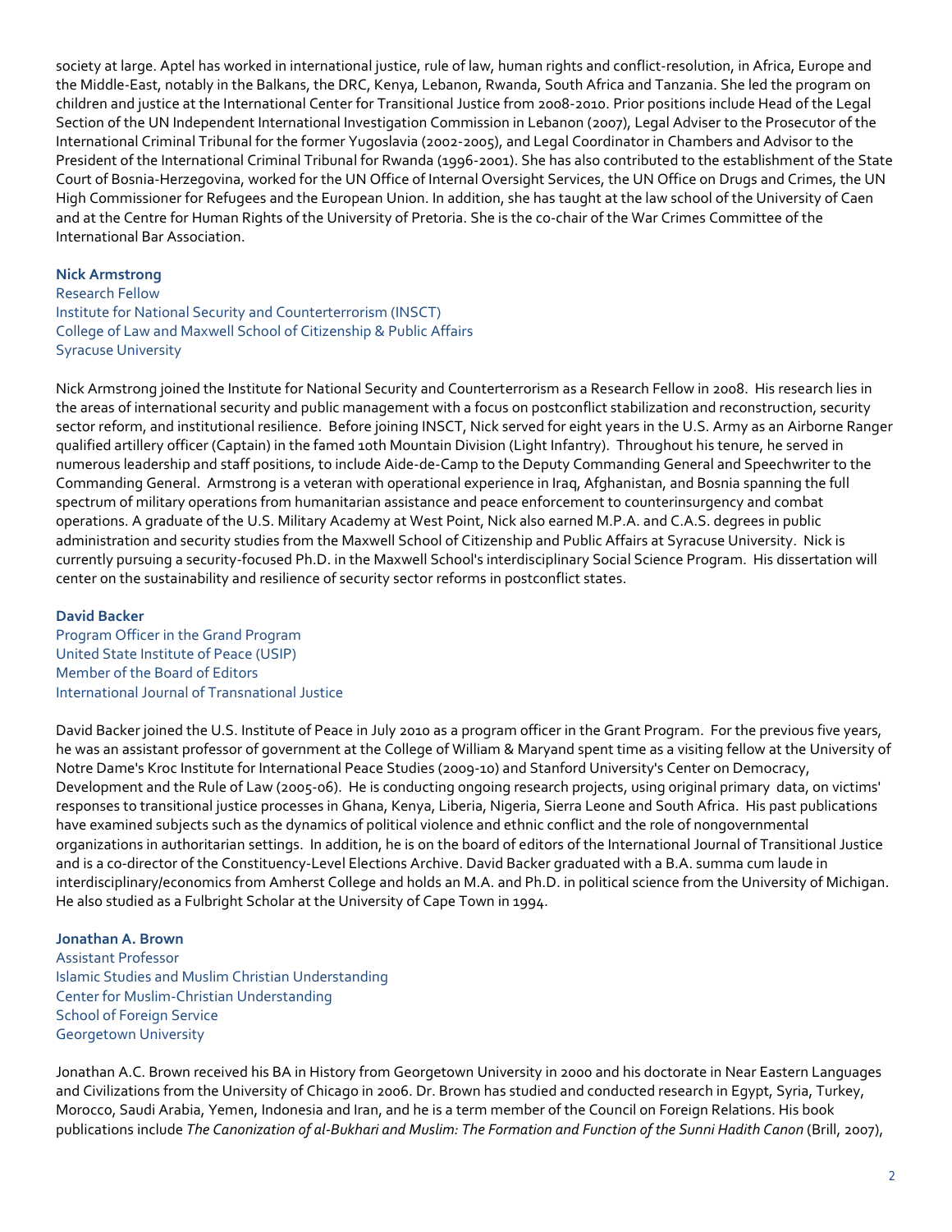society at large. Aptel has worked in international justice, rule of law, human rights and conflict-resolution, in Africa, Europe and the Middle-East, notably in the Balkans, the DRC, Kenya, Lebanon, Rwanda, South Africa and Tanzania. She led the program on children and justice at the International Center for Transitional Justice from 2008-2010. Prior positions include Head of the Legal Section of the UN Independent International Investigation Commission in Lebanon (2007), Legal Adviser to the Prosecutor of the International Criminal Tribunal for the former Yugoslavia (2002-2005), and Legal Coordinator in Chambers and Advisor to the President of the International Criminal Tribunal for Rwanda (1996-2001). She has also contributed to the establishment of the State Court of Bosnia-Herzegovina, worked for the UN Office of Internal Oversight Services, the UN Office on Drugs and Crimes, the UN High Commissioner for Refugees and the European Union. In addition, she has taught at the law school of the University of Caen and at the Centre for Human Rights of the University of Pretoria. She is the co-chair of the War Crimes Committee of the International Bar Association.

**Nick Armstrong**
Research Fellow
Institute for National Security and Counterterrorism (INSCT)
College of Law and Maxwell School of Citizenship & Public Affairs
Syracuse University

Nick Armstrong joined the Institute for National Security and Counterterrorism as a Research Fellow in 2008. His research lies in the areas of international security and public management with a focus on postconflict stabilization and reconstruction, security sector reform, and institutional resilience. Before joining INSCT, Nick served for eight years in the U.S. Army as an Airborne Ranger qualified artillery officer (Captain) in the famed 10th Mountain Division (Light Infantry). Throughout his tenure, he served in numerous leadership and staff positions, to include Aide-de-Camp to the Deputy Commanding General and Speechwriter to the Commanding General. Armstrong is a veteran with operational experience in Iraq, Afghanistan, and Bosnia spanning the full spectrum of military operations from humanitarian assistance and peace enforcement to counterinsurgency and combat operations. A graduate of the U.S. Military Academy at West Point, Nick also earned M.P.A. and C.A.S. degrees in public administration and security studies from the Maxwell School of Citizenship and Public Affairs at Syracuse University. Nick is currently pursuing a security-focused Ph.D. in the Maxwell School's interdisciplinary Social Science Program. His dissertation will center on the sustainability and resilience of security sector reforms in postconflict states.

**David Backer**
Program Officer in the Grand Program
United State Institute of Peace (USIP)
Member of the Board of Editors
International Journal of Transnational Justice

David Backer joined the U.S. Institute of Peace in July 2010 as a program officer in the Grant Program. For the previous five years, he was an assistant professor of government at the College of William & Maryand spent time as a visiting fellow at the University of Notre Dame's Kroc Institute for International Peace Studies (2009-10) and Stanford University's Center on Democracy, Development and the Rule of Law (2005-06). He is conducting ongoing research projects, using original primary data, on victims' responses to transitional justice processes in Ghana, Kenya, Liberia, Nigeria, Sierra Leone and South Africa. His past publications have examined subjects such as the dynamics of political violence and ethnic conflict and the role of nongovernmental organizations in authoritarian settings. In addition, he is on the board of editors of the International Journal of Transitional Justice and is a co-director of the Constituency-Level Elections Archive. David Backer graduated with a B.A. summa cum laude in interdisciplinary/economics from Amherst College and holds an M.A. and Ph.D. in political science from the University of Michigan. He also studied as a Fulbright Scholar at the University of Cape Town in 1994.

**Jonathan A. Brown**
Assistant Professor
Islamic Studies and Muslim Christian Understanding
Center for Muslim-Christian Understanding
School of Foreign Service
Georgetown University

Jonathan A.C. Brown received his BA in History from Georgetown University in 2000 and his doctorate in Near Eastern Languages and Civilizations from the University of Chicago in 2006. Dr. Brown has studied and conducted research in Egypt, Syria, Turkey, Morocco, Saudi Arabia, Yemen, Indonesia and Iran, and he is a term member of the Council on Foreign Relations. His book publications include *The Canonization of al-Bukhari and Muslim: The Formation and Function of the Sunni Hadith Canon* (Brill, 2007),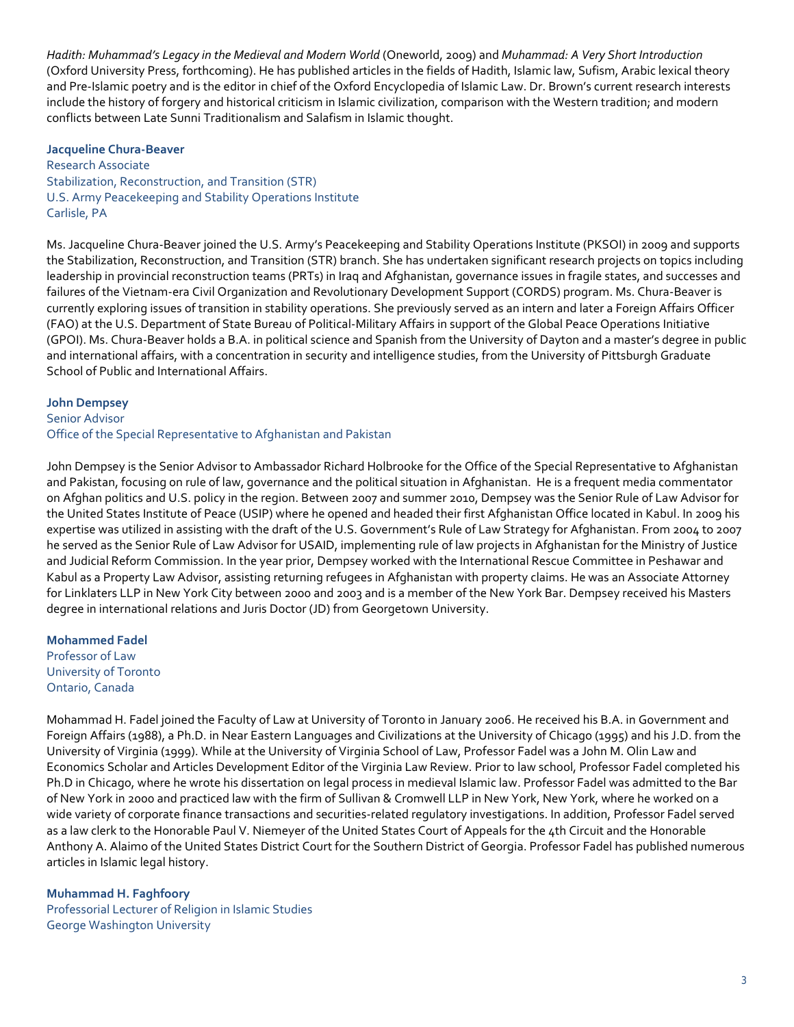*Hadith: Muhammad's Legacy in the Medieval and Modern World* (Oneworld, 2009) and *Muhammad: A Very Short Introduction* (Oxford University Press, forthcoming). He has published articles in the fields of Hadith, Islamic law, Sufism, Arabic lexical theory and Pre-Islamic poetry and is the editor in chief of the Oxford Encyclopedia of Islamic Law. Dr. Brown's current research interests include the history of forgery and historical criticism in Islamic civilization, comparison with the Western tradition; and modern conflicts between Late Sunni Traditionalism and Salafism in Islamic thought.

**Jacqueline Chura-Beaver**
Research Associate
Stabilization, Reconstruction, and Transition (STR)
U.S. Army Peacekeeping and Stability Operations Institute
Carlisle, PA

Ms. Jacqueline Chura-Beaver joined the U.S. Army's Peacekeeping and Stability Operations Institute (PKSOI) in 2009 and supports the Stabilization, Reconstruction, and Transition (STR) branch. She has undertaken significant research projects on topics including leadership in provincial reconstruction teams (PRTs) in Iraq and Afghanistan, governance issues in fragile states, and successes and failures of the Vietnam-era Civil Organization and Revolutionary Development Support (CORDS) program. Ms. Chura-Beaver is currently exploring issues of transition in stability operations. She previously served as an intern and later a Foreign Affairs Officer (FAO) at the U.S. Department of State Bureau of Political-Military Affairs in support of the Global Peace Operations Initiative (GPOI). Ms. Chura-Beaver holds a B.A. in political science and Spanish from the University of Dayton and a master's degree in public and international affairs, with a concentration in security and intelligence studies, from the University of Pittsburgh Graduate School of Public and International Affairs.

**John Dempsey**
Senior Advisor
Office of the Special Representative to Afghanistan and Pakistan

John Dempsey is the Senior Advisor to Ambassador Richard Holbrooke for the Office of the Special Representative to Afghanistan and Pakistan, focusing on rule of law, governance and the political situation in Afghanistan. He is a frequent media commentator on Afghan politics and U.S. policy in the region. Between 2007 and summer 2010, Dempsey was the Senior Rule of Law Advisor for the United States Institute of Peace (USIP) where he opened and headed their first Afghanistan Office located in Kabul. In 2009 his expertise was utilized in assisting with the draft of the U.S. Government's Rule of Law Strategy for Afghanistan. From 2004 to 2007 he served as the Senior Rule of Law Advisor for USAID, implementing rule of law projects in Afghanistan for the Ministry of Justice and Judicial Reform Commission. In the year prior, Dempsey worked with the International Rescue Committee in Peshawar and Kabul as a Property Law Advisor, assisting returning refugees in Afghanistan with property claims. He was an Associate Attorney for Linklaters LLP in New York City between 2000 and 2003 and is a member of the New York Bar. Dempsey received his Masters degree in international relations and Juris Doctor (JD) from Georgetown University.

**Mohammed Fadel**
Professor of Law
University of Toronto
Ontario, Canada

Mohammad H. Fadel joined the Faculty of Law at University of Toronto in January 2006. He received his B.A. in Government and Foreign Affairs (1988), a Ph.D. in Near Eastern Languages and Civilizations at the University of Chicago (1995) and his J.D. from the University of Virginia (1999). While at the University of Virginia School of Law, Professor Fadel was a John M. Olin Law and Economics Scholar and Articles Development Editor of the Virginia Law Review. Prior to law school, Professor Fadel completed his Ph.D in Chicago, where he wrote his dissertation on legal process in medieval Islamic law. Professor Fadel was admitted to the Bar of New York in 2000 and practiced law with the firm of Sullivan & Cromwell LLP in New York, New York, where he worked on a wide variety of corporate finance transactions and securities-related regulatory investigations. In addition, Professor Fadel served as a law clerk to the Honorable Paul V. Niemeyer of the United States Court of Appeals for the 4th Circuit and the Honorable Anthony A. Alaimo of the United States District Court for the Southern District of Georgia. Professor Fadel has published numerous articles in Islamic legal history.

**Muhammad H. Faghfoory**
Professorial Lecturer of Religion in Islamic Studies
George Washington University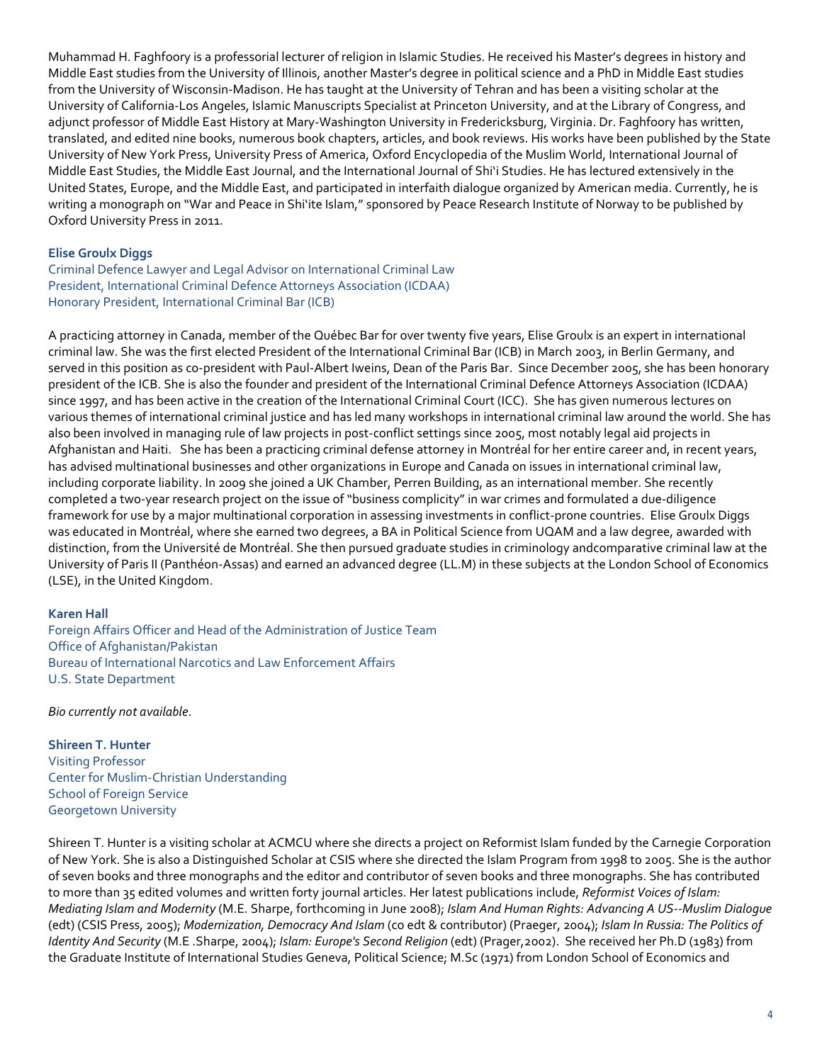Muhammad H. Faghfoory is a professorial lecturer of religion in Islamic Studies. He received his Master's degrees in history and Middle East studies from the University of Illinois, another Master's degree in political science and a PhD in Middle East studies from the University of Wisconsin-Madison. He has taught at the University of Tehran and has been a visiting scholar at the University of California-Los Angeles, Islamic Manuscripts Specialist at Princeton University, and at the Library of Congress, and adjunct professor of Middle East History at Mary-Washington University in Fredericksburg, Virginia. Dr. Faghfoory has written, translated, and edited nine books, numerous book chapters, articles, and book reviews. His works have been published by the State University of New York Press, University Press of America, Oxford Encyclopedia of the Muslim World, International Journal of Middle East Studies, the Middle East Journal, and the International Journal of Shi'i Studies. He has lectured extensively in the United States, Europe, and the Middle East, and participated in interfaith dialogue organized by American media. Currently, he is writing a monograph on "War and Peace in Shi'ite Islam," sponsored by Peace Research Institute of Norway to be published by Oxford University Press in 2011.

**Elise Groulx Diggs**
Criminal Defence Lawyer and Legal Advisor on International Criminal Law
President, International Criminal Defence Attorneys Association (ICDAA)
Honorary President, International Criminal Bar (ICB)

A practicing attorney in Canada, member of the Québec Bar for over twenty five years, Elise Groulx is an expert in international criminal law. She was the first elected President of the International Criminal Bar (ICB) in March 2003, in Berlin Germany, and served in this position as co-president with Paul-Albert Iweins, Dean of the Paris Bar. Since December 2005, she has been honorary president of the ICB. She is also the founder and president of the International Criminal Defence Attorneys Association (ICDAA) since 1997, and has been active in the creation of the International Criminal Court (ICC). She has given numerous lectures on various themes of international criminal justice and has led many workshops in international criminal law around the world. She has also been involved in managing rule of law projects in post-conflict settings since 2005, most notably legal aid projects in Afghanistan and Haiti. She has been a practicing criminal defense attorney in Montréal for her entire career and, in recent years, has advised multinational businesses and other organizations in Europe and Canada on issues in international criminal law, including corporate liability. In 2009 she joined a UK Chamber, Perren Building, as an international member. She recently completed a two-year research project on the issue of "business complicity" in war crimes and formulated a due-diligence framework for use by a major multinational corporation in assessing investments in conflict-prone countries. Elise Groulx Diggs was educated in Montréal, where she earned two degrees, a BA in Political Science from UQAM and a law degree, awarded with distinction, from the Université de Montréal. She then pursued graduate studies in criminology andcomparative criminal law at the University of Paris II (Panthéon-Assas) and earned an advanced degree (LL.M) in these subjects at the London School of Economics (LSE), in the United Kingdom.

**Karen Hall**
Foreign Affairs Officer and Head of the Administration of Justice Team
Office of Afghanistan/Pakistan
Bureau of International Narcotics and Law Enforcement Affairs
U.S. State Department

*Bio currently not available*.

**Shireen T. Hunter**
Visiting Professor
Center for Muslim-Christian Understanding
School of Foreign Service
Georgetown University

Shireen T. Hunter is a visiting scholar at ACMCU where she directs a project on Reformist Islam funded by the Carnegie Corporation of New York. She is also a Distinguished Scholar at CSIS where she directed the Islam Program from 1998 to 2005. She is the author of seven books and three monographs and the editor and contributor of seven books and three monographs. She has contributed to more than 35 edited volumes and written forty journal articles. Her latest publications include, *Reformist Voices of Islam: Mediating Islam and Modernity* (M.E. Sharpe, forthcoming in June 2008); *Islam And Human Rights: Advancing A US--Muslim Dialogue* (edt) (CSIS Press, 2005); *Modernization, Democracy And Islam* (co edt & contributor) (Praeger, 2004); *Islam In Russia: The Politics of Identity And Security* (M.E .Sharpe, 2004); *Islam: Europe's Second Religion* (edt) (Prager,2002). She received her Ph.D (1983) from the Graduate Institute of International Studies Geneva, Political Science; M.Sc (1971) from London School of Economics and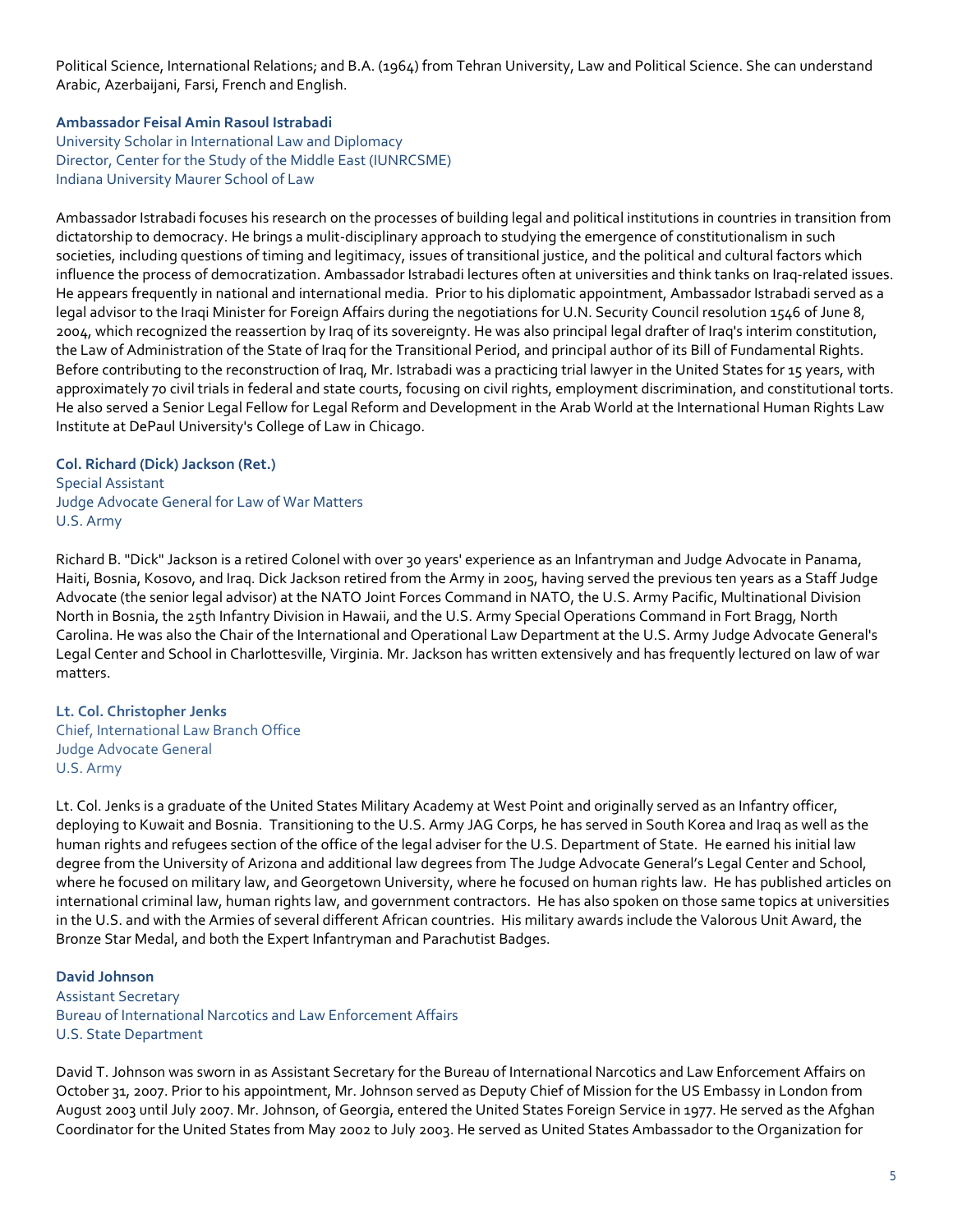Political Science, International Relations; and B.A. (1964) from Tehran University, Law and Political Science. She can understand Arabic, Azerbaijani, Farsi, French and English.

**Ambassador Feisal Amin Rasoul Istrabadi**
University Scholar in International Law and Diplomacy
Director, Center for the Study of the Middle East (IUNRCSME)
Indiana University Maurer School of Law

Ambassador Istrabadi focuses his research on the processes of building legal and political institutions in countries in transition from dictatorship to democracy. He brings a mulit-disciplinary approach to studying the emergence of constitutionalism in such societies, including questions of timing and legitimacy, issues of transitional justice, and the political and cultural factors which influence the process of democratization. Ambassador Istrabadi lectures often at universities and think tanks on Iraq-related issues. He appears frequently in national and international media. Prior to his diplomatic appointment, Ambassador Istrabadi served as a legal advisor to the Iraqi Minister for Foreign Affairs during the negotiations for U.N. Security Council resolution 1546 of June 8, 2004, which recognized the reassertion by Iraq of its sovereignty. He was also principal legal drafter of Iraq's interim constitution, the Law of Administration of the State of Iraq for the Transitional Period, and principal author of its Bill of Fundamental Rights. Before contributing to the reconstruction of Iraq, Mr. Istrabadi was a practicing trial lawyer in the United States for 15 years, with approximately 70 civil trials in federal and state courts, focusing on civil rights, employment discrimination, and constitutional torts. He also served a Senior Legal Fellow for Legal Reform and Development in the Arab World at the International Human Rights Law Institute at DePaul University's College of Law in Chicago.

**Col. Richard (Dick) Jackson (Ret.)**
Special Assistant
Judge Advocate General for Law of War Matters
U.S. Army

Richard B. "Dick" Jackson is a retired Colonel with over 30 years' experience as an Infantryman and Judge Advocate in Panama, Haiti, Bosnia, Kosovo, and Iraq. Dick Jackson retired from the Army in 2005, having served the previous ten years as a Staff Judge Advocate (the senior legal advisor) at the NATO Joint Forces Command in NATO, the U.S. Army Pacific, Multinational Division North in Bosnia, the 25th Infantry Division in Hawaii, and the U.S. Army Special Operations Command in Fort Bragg, North Carolina. He was also the Chair of the International and Operational Law Department at the U.S. Army Judge Advocate General's Legal Center and School in Charlottesville, Virginia. Mr. Jackson has written extensively and has frequently lectured on law of war matters.

**Lt. Col. Christopher Jenks**
Chief, International Law Branch Office
Judge Advocate General
U.S. Army

Lt. Col. Jenks is a graduate of the United States Military Academy at West Point and originally served as an Infantry officer, deploying to Kuwait and Bosnia. Transitioning to the U.S. Army JAG Corps, he has served in South Korea and Iraq as well as the human rights and refugees section of the office of the legal adviser for the U.S. Department of State. He earned his initial law degree from the University of Arizona and additional law degrees from The Judge Advocate General's Legal Center and School, where he focused on military law, and Georgetown University, where he focused on human rights law. He has published articles on international criminal law, human rights law, and government contractors. He has also spoken on those same topics at universities in the U.S. and with the Armies of several different African countries. His military awards include the Valorous Unit Award, the Bronze Star Medal, and both the Expert Infantryman and Parachutist Badges.

**David Johnson**
Assistant Secretary
Bureau of International Narcotics and Law Enforcement Affairs
U.S. State Department

David T. Johnson was sworn in as Assistant Secretary for the Bureau of International Narcotics and Law Enforcement Affairs on October 31, 2007. Prior to his appointment, Mr. Johnson served as Deputy Chief of Mission for the US Embassy in London from August 2003 until July 2007. Mr. Johnson, of Georgia, entered the United States Foreign Service in 1977. He served as the Afghan Coordinator for the United States from May 2002 to July 2003. He served as United States Ambassador to the Organization for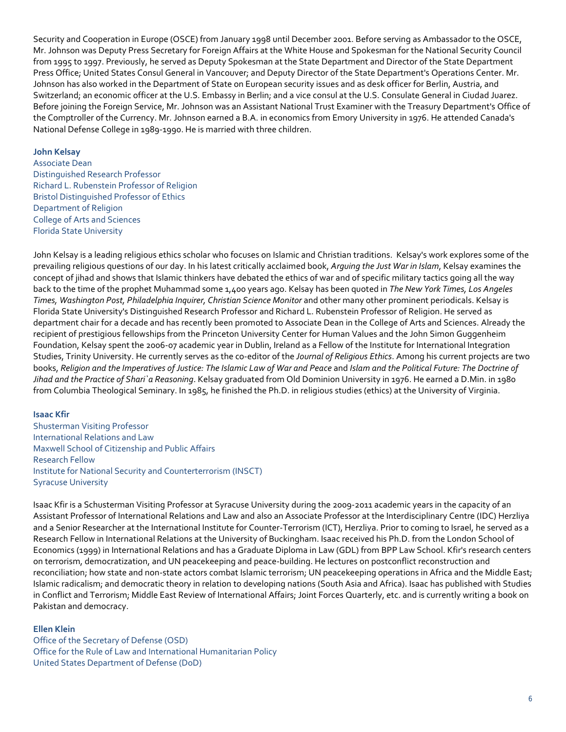Security and Cooperation in Europe (OSCE) from January 1998 until December 2001. Before serving as Ambassador to the OSCE, Mr. Johnson was Deputy Press Secretary for Foreign Affairs at the White House and Spokesman for the National Security Council from 1995 to 1997. Previously, he served as Deputy Spokesman at the State Department and Director of the State Department Press Office; United States Consul General in Vancouver; and Deputy Director of the State Department's Operations Center. Mr. Johnson has also worked in the Department of State on European security issues and as desk officer for Berlin, Austria, and Switzerland; an economic officer at the U.S. Embassy in Berlin; and a vice consul at the U.S. Consulate General in Ciudad Juarez. Before joining the Foreign Service, Mr. Johnson was an Assistant National Trust Examiner with the Treasury Department's Office of the Comptroller of the Currency. Mr. Johnson earned a B.A. in economics from Emory University in 1976. He attended Canada's National Defense College in 1989-1990. He is married with three children.

**John Kelsay**
Associate Dean
Distinguished Research Professor
Richard L. Rubenstein Professor of Religion
Bristol Distinguished Professor of Ethics
Department of Religion
College of Arts and Sciences
Florida State University

John Kelsay is a leading religious ethics scholar who focuses on Islamic and Christian traditions. Kelsay's work explores some of the prevailing religious questions of our day. In his latest critically acclaimed book, *Arguing the Just War in Islam*, Kelsay examines the concept of jihad and shows that Islamic thinkers have debated the ethics of war and of specific military tactics going all the way back to the time of the prophet Muhammad some 1,400 years ago. Kelsay has been quoted in *The New York Times, Los Angeles Times, Washington Post, Philadelphia Inquirer, Christian Science Monitor* and other many other prominent periodicals. Kelsay is Florida State University's Distinguished Research Professor and Richard L. Rubenstein Professor of Religion. He served as department chair for a decade and has recently been promoted to Associate Dean in the College of Arts and Sciences. Already the recipient of prestigious fellowships from the Princeton University Center for Human Values and the John Simon Guggenheim Foundation, Kelsay spent the 2006-07 academic year in Dublin, Ireland as a Fellow of the Institute for International Integration Studies, Trinity University. He currently serves as the co-editor of the *Journal of Religious Ethics*. Among his current projects are two books, *Religion and the Imperatives of Justice: The Islamic Law of War and Peace* and *Islam and the Political Future: The Doctrine of Jihad and the Practice of Shari`a Reasoning*. Kelsay graduated from Old Dominion University in 1976. He earned a D.Min. in 1980 from Columbia Theological Seminary. In 1985, he finished the Ph.D. in religious studies (ethics) at the University of Virginia.

**Isaac Kfir**
Shusterman Visiting Professor
International Relations and Law
Maxwell School of Citizenship and Public Affairs
Research Fellow
Institute for National Security and Counterterrorism (INSCT)
Syracuse University

Isaac Kfir is a Schusterman Visiting Professor at Syracuse University during the 2009-2011 academic years in the capacity of an Assistant Professor of International Relations and Law and also an Associate Professor at the Interdisciplinary Centre (IDC) Herzliya and a Senior Researcher at the International Institute for Counter-Terrorism (ICT), Herzliya. Prior to coming to Israel, he served as a Research Fellow in International Relations at the University of Buckingham. Isaac received his Ph.D. from the London School of Economics (1999) in International Relations and has a Graduate Diploma in Law (GDL) from BPP Law School. Kfir's research centers on terrorism, democratization, and UN peacekeeping and peace-building. He lectures on postconflict reconstruction and reconciliation; how state and non-state actors combat Islamic terrorism; UN peacekeeping operations in Africa and the Middle East; Islamic radicalism; and democratic theory in relation to developing nations (South Asia and Africa). Isaac has published with Studies in Conflict and Terrorism; Middle East Review of International Affairs; Joint Forces Quarterly, etc. and is currently writing a book on Pakistan and democracy.

**Ellen Klein**
Office of the Secretary of Defense (OSD)
Office for the Rule of Law and International Humanitarian Policy
United States Department of Defense (DoD)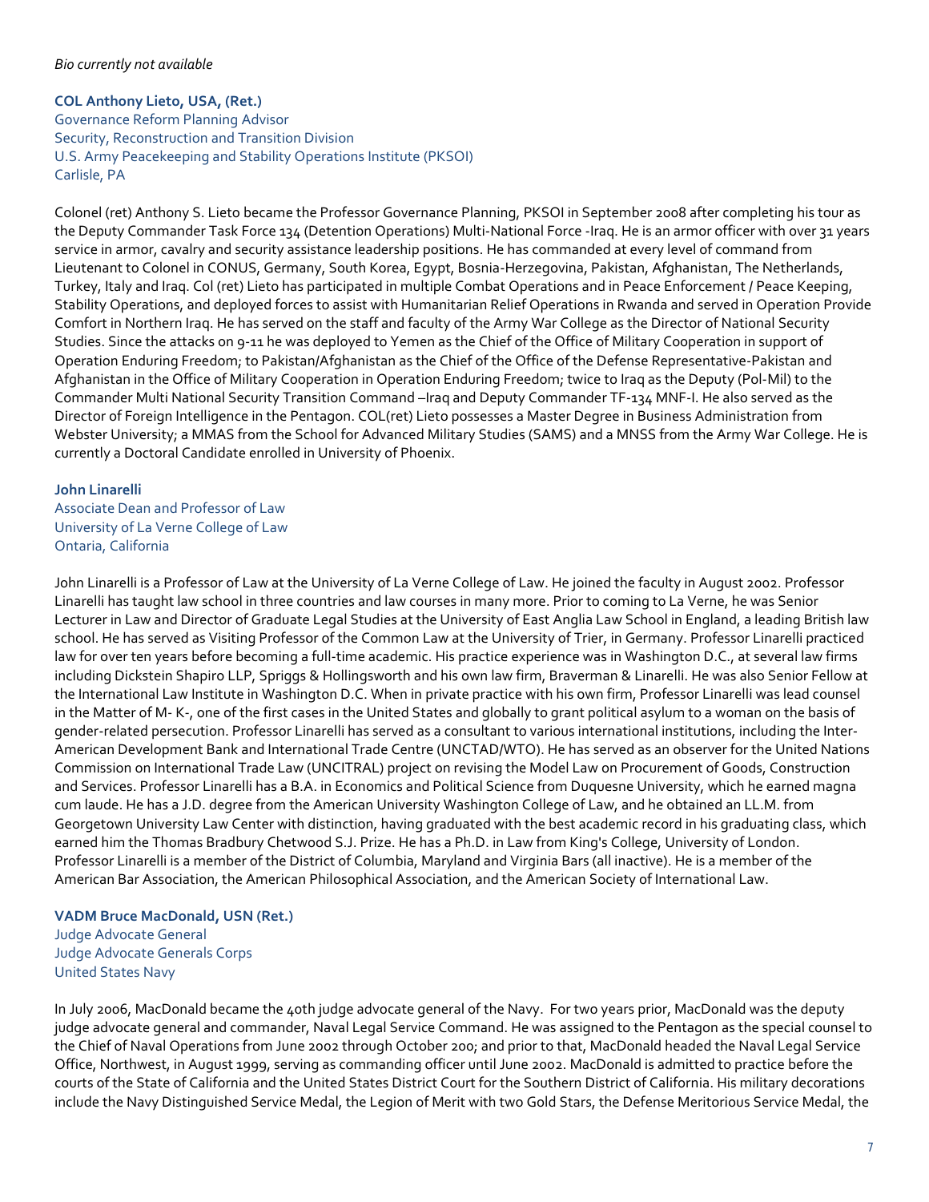*Bio currently not available*

**COL Anthony Lieto, USA, (Ret.)**
Governance Reform Planning Advisor
Security, Reconstruction and Transition Division
U.S. Army Peacekeeping and Stability Operations Institute (PKSOI)
Carlisle, PA

Colonel (ret) Anthony S. Lieto became the Professor Governance Planning, PKSOI in September 2008 after completing his tour as the Deputy Commander Task Force 134 (Detention Operations) Multi-National Force -Iraq. He is an armor officer with over 31 years service in armor, cavalry and security assistance leadership positions. He has commanded at every level of command from Lieutenant to Colonel in CONUS, Germany, South Korea, Egypt, Bosnia-Herzegovina, Pakistan, Afghanistan, The Netherlands, Turkey, Italy and Iraq. Col (ret) Lieto has participated in multiple Combat Operations and in Peace Enforcement / Peace Keeping, Stability Operations, and deployed forces to assist with Humanitarian Relief Operations in Rwanda and served in Operation Provide Comfort in Northern Iraq. He has served on the staff and faculty of the Army War College as the Director of National Security Studies. Since the attacks on 9-11 he was deployed to Yemen as the Chief of the Office of Military Cooperation in support of Operation Enduring Freedom; to Pakistan/Afghanistan as the Chief of the Office of the Defense Representative-Pakistan and Afghanistan in the Office of Military Cooperation in Operation Enduring Freedom; twice to Iraq as the Deputy (Pol-Mil) to the Commander Multi National Security Transition Command –Iraq and Deputy Commander TF-134 MNF-I. He also served as the Director of Foreign Intelligence in the Pentagon. COL(ret) Lieto possesses a Master Degree in Business Administration from Webster University; a MMAS from the School for Advanced Military Studies (SAMS) and a MNSS from the Army War College. He is currently a Doctoral Candidate enrolled in University of Phoenix.

**John Linarelli**
Associate Dean and Professor of Law
University of La Verne College of Law
Ontario, California

John Linarelli is a Professor of Law at the University of La Verne College of Law. He joined the faculty in August 2002. Professor Linarelli has taught law school in three countries and law courses in many more. Prior to coming to La Verne, he was Senior Lecturer in Law and Director of Graduate Legal Studies at the University of East Anglia Law School in England, a leading British law school. He has served as Visiting Professor of the Common Law at the University of Trier, in Germany. Professor Linarelli practiced law for over ten years before becoming a full-time academic. His practice experience was in Washington D.C., at several law firms including Dickstein Shapiro LLP, Spriggs & Hollingsworth and his own law firm, Braverman & Linarelli. He was also Senior Fellow at the International Law Institute in Washington D.C. When in private practice with his own firm, Professor Linarelli was lead counsel in the Matter of M- K-, one of the first cases in the United States and globally to grant political asylum to a woman on the basis of gender-related persecution. Professor Linarelli has served as a consultant to various international institutions, including the Inter-American Development Bank and International Trade Centre (UNCTAD/WTO). He has served as an observer for the United Nations Commission on International Trade Law (UNCITRAL) project on revising the Model Law on Procurement of Goods, Construction and Services. Professor Linarelli has a B.A. in Economics and Political Science from Duquesne University, which he earned magna cum laude. He has a J.D. degree from the American University Washington College of Law, and he obtained an LL.M. from Georgetown University Law Center with distinction, having graduated with the best academic record in his graduating class, which earned him the Thomas Bradbury Chetwood S.J. Prize. He has a Ph.D. in Law from King's College, University of London. Professor Linarelli is a member of the District of Columbia, Maryland and Virginia Bars (all inactive). He is a member of the American Bar Association, the American Philosophical Association, and the American Society of International Law.

**VADM Bruce MacDonald, USN (Ret.)**
Judge Advocate General
Judge Advocate Generals Corps
United States Navy

In July 2006, MacDonald became the 40th judge advocate general of the Navy. For two years prior, MacDonald was the deputy judge advocate general and commander, Naval Legal Service Command. He was assigned to the Pentagon as the special counsel to the Chief of Naval Operations from June 2002 through October 200; and prior to that, MacDonald headed the Naval Legal Service Office, Northwest, in August 1999, serving as commanding officer until June 2002. MacDonald is admitted to practice before the courts of the State of California and the United States District Court for the Southern District of California. His military decorations include the Navy Distinguished Service Medal, the Legion of Merit with two Gold Stars, the Defense Meritorious Service Medal, the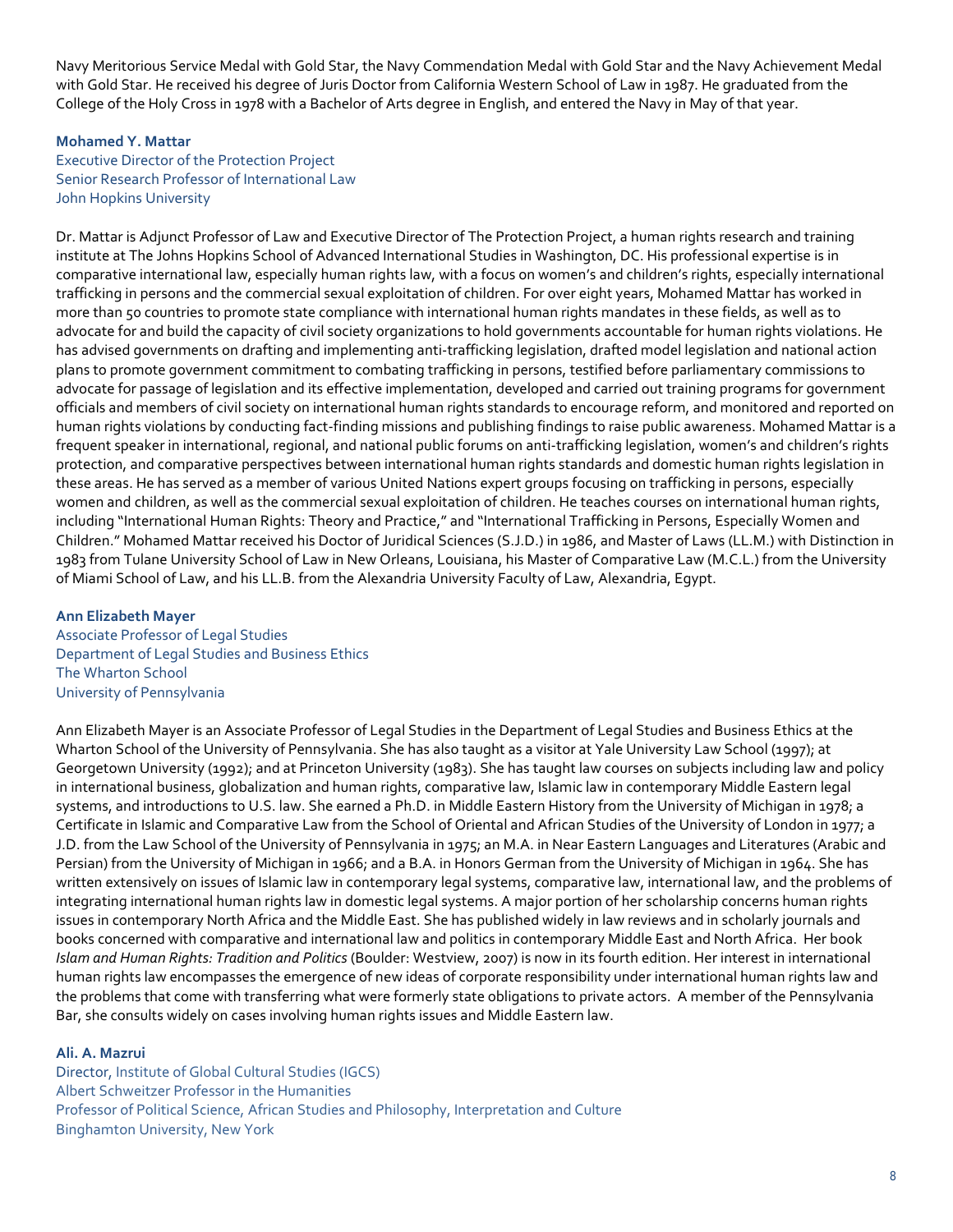Navy Meritorious Service Medal with Gold Star, the Navy Commendation Medal with Gold Star and the Navy Achievement Medal with Gold Star. He received his degree of Juris Doctor from California Western School of Law in 1987. He graduated from the College of the Holy Cross in 1978 with a Bachelor of Arts degree in English, and entered the Navy in May of that year.

**Mohamed Y. Mattar**
Executive Director of the Protection Project
Senior Research Professor of International Law
John Hopkins University

Dr. Mattar is Adjunct Professor of Law and Executive Director of The Protection Project, a human rights research and training institute at The Johns Hopkins School of Advanced International Studies in Washington, DC. His professional expertise is in comparative international law, especially human rights law, with a focus on women's and children's rights, especially international trafficking in persons and the commercial sexual exploitation of children. For over eight years, Mohamed Mattar has worked in more than 50 countries to promote state compliance with international human rights mandates in these fields, as well as to advocate for and build the capacity of civil society organizations to hold governments accountable for human rights violations. He has advised governments on drafting and implementing anti-trafficking legislation, drafted model legislation and national action plans to promote government commitment to combating trafficking in persons, testified before parliamentary commissions to advocate for passage of legislation and its effective implementation, developed and carried out training programs for government officials and members of civil society on international human rights standards to encourage reform, and monitored and reported on human rights violations by conducting fact-finding missions and publishing findings to raise public awareness. Mohamed Mattar is a frequent speaker in international, regional, and national public forums on anti-trafficking legislation, women's and children's rights protection, and comparative perspectives between international human rights standards and domestic human rights legislation in these areas. He has served as a member of various United Nations expert groups focusing on trafficking in persons, especially women and children, as well as the commercial sexual exploitation of children. He teaches courses on international human rights, including "International Human Rights: Theory and Practice," and "International Trafficking in Persons, Especially Women and Children." Mohamed Mattar received his Doctor of Juridical Sciences (S.J.D.) in 1986, and Master of Laws (LL.M.) with Distinction in 1983 from Tulane University School of Law in New Orleans, Louisiana, his Master of Comparative Law (M.C.L.) from the University of Miami School of Law, and his LL.B. from the Alexandria University Faculty of Law, Alexandria, Egypt.

**Ann Elizabeth Mayer**
Associate Professor of Legal Studies
Department of Legal Studies and Business Ethics
The Wharton School
University of Pennsylvania

Ann Elizabeth Mayer is an Associate Professor of Legal Studies in the Department of Legal Studies and Business Ethics at the Wharton School of the University of Pennsylvania. She has also taught as a visitor at Yale University Law School (1997); at Georgetown University (1992); and at Princeton University (1983). She has taught law courses on subjects including law and policy in international business, globalization and human rights, comparative law, Islamic law in contemporary Middle Eastern legal systems, and introductions to U.S. law. She earned a Ph.D. in Middle Eastern History from the University of Michigan in 1978; a Certificate in Islamic and Comparative Law from the School of Oriental and African Studies of the University of London in 1977; a J.D. from the Law School of the University of Pennsylvania in 1975; an M.A. in Near Eastern Languages and Literatures (Arabic and Persian) from the University of Michigan in 1966; and a B.A. in Honors German from the University of Michigan in 1964. She has written extensively on issues of Islamic law in contemporary legal systems, comparative law, international law, and the problems of integrating international human rights law in domestic legal systems. A major portion of her scholarship concerns human rights issues in contemporary North Africa and the Middle East. She has published widely in law reviews and in scholarly journals and books concerned with comparative and international law and politics in contemporary Middle East and North Africa. Her book *Islam and Human Rights: Tradition and Politics* (Boulder: Westview, 2007) is now in its fourth edition. Her interest in international human rights law encompasses the emergence of new ideas of corporate responsibility under international human rights law and the problems that come with transferring what were formerly state obligations to private actors. A member of the Pennsylvania Bar, she consults widely on cases involving human rights issues and Middle Eastern law.

**Ali. A. Mazrui**
Director, Institute of Global Cultural Studies (IGCS)
Albert Schweitzer Professor in the Humanities
Professor of Political Science, African Studies and Philosophy, Interpretation and Culture
Binghamton University, New York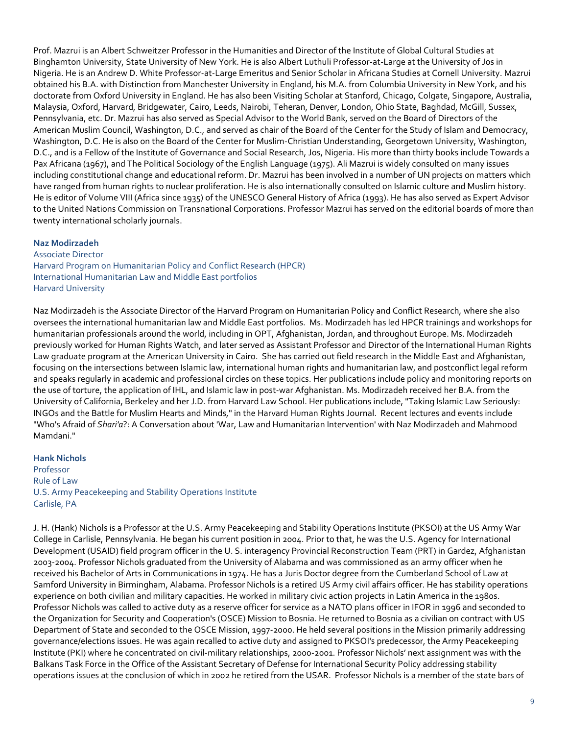Prof. Mazrui is an Albert Schweitzer Professor in the Humanities and Director of the Institute of Global Cultural Studies at Binghamton University, State University of New York. He is also Albert Luthuli Professor-at-Large at the University of Jos in Nigeria. He is an Andrew D. White Professor-at-Large Emeritus and Senior Scholar in Africana Studies at Cornell University. Mazrui obtained his B.A. with Distinction from Manchester University in England, his M.A. from Columbia University in New York, and his doctorate from Oxford University in England. He has also been Visiting Scholar at Stanford, Chicago, Colgate, Singapore, Australia, Malaysia, Oxford, Harvard, Bridgewater, Cairo, Leeds, Nairobi, Teheran, Denver, London, Ohio State, Baghdad, McGill, Sussex, Pennsylvania, etc. Dr. Mazrui has also served as Special Advisor to the World Bank, served on the Board of Directors of the American Muslim Council, Washington, D.C., and served as chair of the Board of the Center for the Study of Islam and Democracy, Washington, D.C. He is also on the Board of the Center for Muslim-Christian Understanding, Georgetown University, Washington, D.C., and is a Fellow of the Institute of Governance and Social Research, Jos, Nigeria. His more than thirty books include Towards a Pax Africana (1967), and The Political Sociology of the English Language (1975). Ali Mazrui is widely consulted on many issues including constitutional change and educational reform. Dr. Mazrui has been involved in a number of UN projects on matters which have ranged from human rights to nuclear proliferation. He is also internationally consulted on Islamic culture and Muslim history. He is editor of Volume VIII (Africa since 1935) of the UNESCO General History of Africa (1993). He has also served as Expert Advisor to the United Nations Commission on Transnational Corporations. Professor Mazrui has served on the editorial boards of more than twenty international scholarly journals.

**Naz Modirzadeh**
Associate Director
Harvard Program on Humanitarian Policy and Conflict Research (HPCR)
International Humanitarian Law and Middle East portfolios
Harvard University

Naz Modirzadeh is the Associate Director of the Harvard Program on Humanitarian Policy and Conflict Research, where she also oversees the international humanitarian law and Middle East portfolios. Ms. Modirzadeh has led HPCR trainings and workshops for humanitarian professionals around the world, including in OPT, Afghanistan, Jordan, and throughout Europe. Ms. Modirzadeh previously worked for Human Rights Watch, and later served as Assistant Professor and Director of the International Human Rights Law graduate program at the American University in Cairo. She has carried out field research in the Middle East and Afghanistan, focusing on the intersections between Islamic law, international human rights and humanitarian law, and postconflict legal reform and speaks regularly in academic and professional circles on these topics. Her publications include policy and monitoring reports on the use of torture, the application of IHL, and Islamic law in post-war Afghanistan. Ms. Modirzadeh received her B.A. from the University of California, Berkeley and her J.D. from Harvard Law School. Her publications include, "Taking Islamic Law Seriously: INGOs and the Battle for Muslim Hearts and Minds," in the Harvard Human Rights Journal. Recent lectures and events include "Who's Afraid of *Shari'a*?: A Conversation about 'War, Law and Humanitarian Intervention' with Naz Modirzadeh and Mahmood Mamdani."

**Hank Nichols**
Professor
Rule of Law
U.S. Army Peacekeeping and Stability Operations Institute
Carlisle, PA

J. H. (Hank) Nichols is a Professor at the U.S. Army Peacekeeping and Stability Operations Institute (PKSOI) at the US Army War College in Carlisle, Pennsylvania. He began his current position in 2004. Prior to that, he was the U.S. Agency for International Development (USAID) field program officer in the U. S. interagency Provincial Reconstruction Team (PRT) in Gardez, Afghanistan 2003-2004. Professor Nichols graduated from the University of Alabama and was commissioned as an army officer when he received his Bachelor of Arts in Communications in 1974. He has a Juris Doctor degree from the Cumberland School of Law at Samford University in Birmingham, Alabama. Professor Nichols is a retired US Army civil affairs officer. He has stability operations experience on both civilian and military capacities. He worked in military civic action projects in Latin America in the 1980s. Professor Nichols was called to active duty as a reserve officer for service as a NATO plans officer in IFOR in 1996 and seconded to the Organization for Security and Cooperation's (OSCE) Mission to Bosnia. He returned to Bosnia as a civilian on contract with US Department of State and seconded to the OSCE Mission, 1997-2000. He held several positions in the Mission primarily addressing governance/elections issues. He was again recalled to active duty and assigned to PKSOI's predecessor, the Army Peacekeeping Institute (PKI) where he concentrated on civil-military relationships, 2000-2001. Professor Nichols' next assignment was with the Balkans Task Force in the Office of the Assistant Secretary of Defense for International Security Policy addressing stability operations issues at the conclusion of which in 2002 he retired from the USAR. Professor Nichols is a member of the state bars of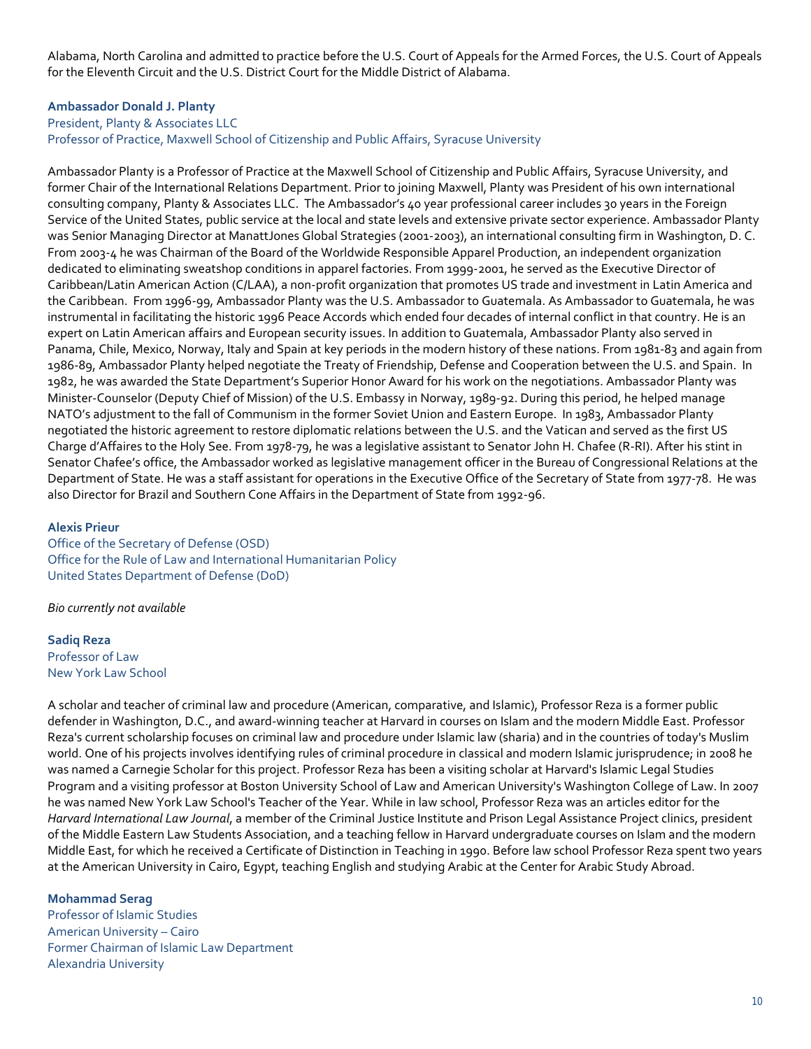Alabama, North Carolina and admitted to practice before the U.S. Court of Appeals for the Armed Forces, the U.S. Court of Appeals for the Eleventh Circuit and the U.S. District Court for the Middle District of Alabama.

**Ambassador Donald J. Planty**
President, Planty & Associates LLC
Professor of Practice, Maxwell School of Citizenship and Public Affairs, Syracuse University

Ambassador Planty is a Professor of Practice at the Maxwell School of Citizenship and Public Affairs, Syracuse University, and former Chair of the International Relations Department. Prior to joining Maxwell, Planty was President of his own international consulting company, Planty & Associates LLC. The Ambassador's 40 year professional career includes 30 years in the Foreign Service of the United States, public service at the local and state levels and extensive private sector experience. Ambassador Planty was Senior Managing Director at ManattJones Global Strategies (2001-2003), an international consulting firm in Washington, D. C. From 2003-4 he was Chairman of the Board of the Worldwide Responsible Apparel Production, an independent organization dedicated to eliminating sweatshop conditions in apparel factories. From 1999-2001, he served as the Executive Director of Caribbean/Latin American Action (C/LAA), a non-profit organization that promotes US trade and investment in Latin America and the Caribbean. From 1996-99, Ambassador Planty was the U.S. Ambassador to Guatemala. As Ambassador to Guatemala, he was instrumental in facilitating the historic 1996 Peace Accords which ended four decades of internal conflict in that country. He is an expert on Latin American affairs and European security issues. In addition to Guatemala, Ambassador Planty also served in Panama, Chile, Mexico, Norway, Italy and Spain at key periods in the modern history of these nations. From 1981-83 and again from 1986-89, Ambassador Planty helped negotiate the Treaty of Friendship, Defense and Cooperation between the U.S. and Spain. In 1982, he was awarded the State Department's Superior Honor Award for his work on the negotiations. Ambassador Planty was Minister-Counselor (Deputy Chief of Mission) of the U.S. Embassy in Norway, 1989-92. During this period, he helped manage NATO's adjustment to the fall of Communism in the former Soviet Union and Eastern Europe. In 1983, Ambassador Planty negotiated the historic agreement to restore diplomatic relations between the U.S. and the Vatican and served as the first US Charge d'Affaires to the Holy See. From 1978-79, he was a legislative assistant to Senator John H. Chafee (R-RI). After his stint in Senator Chafee's office, the Ambassador worked as legislative management officer in the Bureau of Congressional Relations at the Department of State. He was a staff assistant for operations in the Executive Office of the Secretary of State from 1977-78. He was also Director for Brazil and Southern Cone Affairs in the Department of State from 1992-96.

**Alexis Prieur**
Office of the Secretary of Defense (OSD)
Office for the Rule of Law and International Humanitarian Policy
United States Department of Defense (DoD)

*Bio currently not available*

**Sadiq Reza**
Professor of Law
New York Law School

A scholar and teacher of criminal law and procedure (American, comparative, and Islamic), Professor Reza is a former public defender in Washington, D.C., and award-winning teacher at Harvard in courses on Islam and the modern Middle East. Professor Reza's current scholarship focuses on criminal law and procedure under Islamic law (sharia) and in the countries of today's Muslim world. One of his projects involves identifying rules of criminal procedure in classical and modern Islamic jurisprudence; in 2008 he was named a Carnegie Scholar for this project. Professor Reza has been a visiting scholar at Harvard's Islamic Legal Studies Program and a visiting professor at Boston University School of Law and American University's Washington College of Law. In 2007 he was named New York Law School's Teacher of the Year. While in law school, Professor Reza was an articles editor for the *Harvard International Law Journal*, a member of the Criminal Justice Institute and Prison Legal Assistance Project clinics, president of the Middle Eastern Law Students Association, and a teaching fellow in Harvard undergraduate courses on Islam and the modern Middle East, for which he received a Certificate of Distinction in Teaching in 1990. Before law school Professor Reza spent two years at the American University in Cairo, Egypt, teaching English and studying Arabic at the Center for Arabic Study Abroad.

**Mohammad Serag**
Professor of Islamic Studies
American University – Cairo
Former Chairman of Islamic Law Department
Alexandria University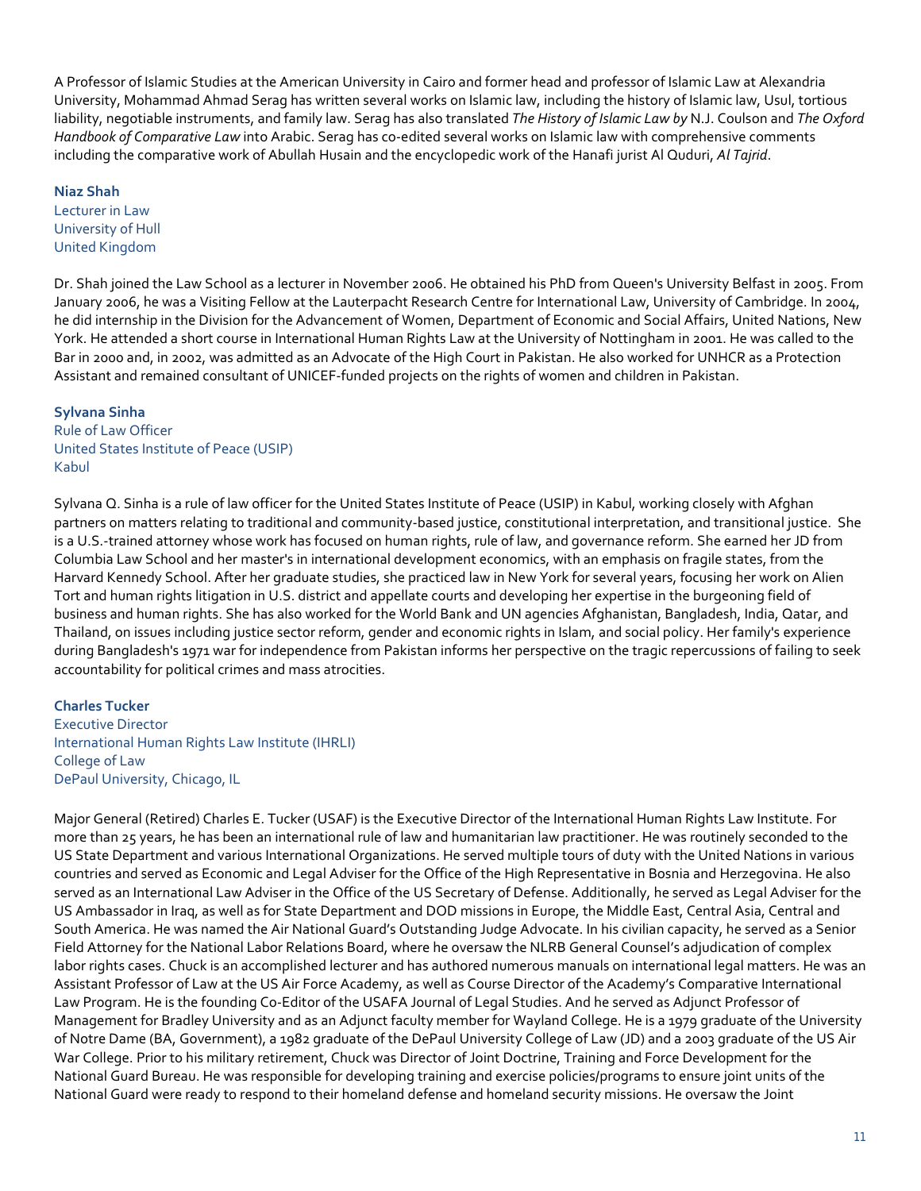A Professor of Islamic Studies at the American University in Cairo and former head and professor of Islamic Law at Alexandria University, Mohammad Ahmad Serag has written several works on Islamic law, including the history of Islamic law, Usul, tortious liability, negotiable instruments, and family law. Serag has also translated *The History of Islamic Law by* N.J. Coulson and *The Oxford Handbook of Comparative Law* into Arabic. Serag has co-edited several works on Islamic law with comprehensive comments including the comparative work of Abullah Husain and the encyclopedic work of the Hanafi jurist Al Quduri, *Al Tajrid*.

**Niaz Shah**
Lecturer in Law
University of Hull
United Kingdom

Dr. Shah joined the Law School as a lecturer in November 2006. He obtained his PhD from Queen's University Belfast in 2005. From January 2006, he was a Visiting Fellow at the Lauterpacht Research Centre for International Law, University of Cambridge. In 2004, he did internship in the Division for the Advancement of Women, Department of Economic and Social Affairs, United Nations, New York. He attended a short course in International Human Rights Law at the University of Nottingham in 2001. He was called to the Bar in 2000 and, in 2002, was admitted as an Advocate of the High Court in Pakistan. He also worked for UNHCR as a Protection Assistant and remained consultant of UNICEF-funded projects on the rights of women and children in Pakistan.

**Sylvana Sinha**
Rule of Law Officer
United States Institute of Peace (USIP)
Kabul

Sylvana Q. Sinha is a rule of law officer for the United States Institute of Peace (USIP) in Kabul, working closely with Afghan partners on matters relating to traditional and community-based justice, constitutional interpretation, and transitional justice. She is a U.S.-trained attorney whose work has focused on human rights, rule of law, and governance reform. She earned her JD from Columbia Law School and her master's in international development economics, with an emphasis on fragile states, from the Harvard Kennedy School. After her graduate studies, she practiced law in New York for several years, focusing her work on Alien Tort and human rights litigation in U.S. district and appellate courts and developing her expertise in the burgeoning field of business and human rights. She has also worked for the World Bank and UN agencies Afghanistan, Bangladesh, India, Qatar, and Thailand, on issues including justice sector reform, gender and economic rights in Islam, and social policy. Her family's experience during Bangladesh's 1971 war for independence from Pakistan informs her perspective on the tragic repercussions of failing to seek accountability for political crimes and mass atrocities.

**Charles Tucker**
Executive Director
International Human Rights Law Institute (IHRLI)
College of Law
DePaul University, Chicago, IL

Major General (Retired) Charles E. Tucker (USAF) is the Executive Director of the International Human Rights Law Institute. For more than 25 years, he has been an international rule of law and humanitarian law practitioner. He was routinely seconded to the US State Department and various International Organizations. He served multiple tours of duty with the United Nations in various countries and served as Economic and Legal Adviser for the Office of the High Representative in Bosnia and Herzegovina. He also served as an International Law Adviser in the Office of the US Secretary of Defense. Additionally, he served as Legal Adviser for the US Ambassador in Iraq, as well as for State Department and DOD missions in Europe, the Middle East, Central Asia, Central and South America. He was named the Air National Guard's Outstanding Judge Advocate. In his civilian capacity, he served as a Senior Field Attorney for the National Labor Relations Board, where he oversaw the NLRB General Counsel's adjudication of complex labor rights cases. Chuck is an accomplished lecturer and has authored numerous manuals on international legal matters. He was an Assistant Professor of Law at the US Air Force Academy, as well as Course Director of the Academy's Comparative International Law Program. He is the founding Co-Editor of the USAFA Journal of Legal Studies. And he served as Adjunct Professor of Management for Bradley University and as an Adjunct faculty member for Wayland College. He is a 1979 graduate of the University of Notre Dame (BA, Government), a 1982 graduate of the DePaul University College of Law (JD) and a 2003 graduate of the US Air War College. Prior to his military retirement, Chuck was Director of Joint Doctrine, Training and Force Development for the National Guard Bureau. He was responsible for developing training and exercise policies/programs to ensure joint units of the National Guard were ready to respond to their homeland defense and homeland security missions. He oversaw the Joint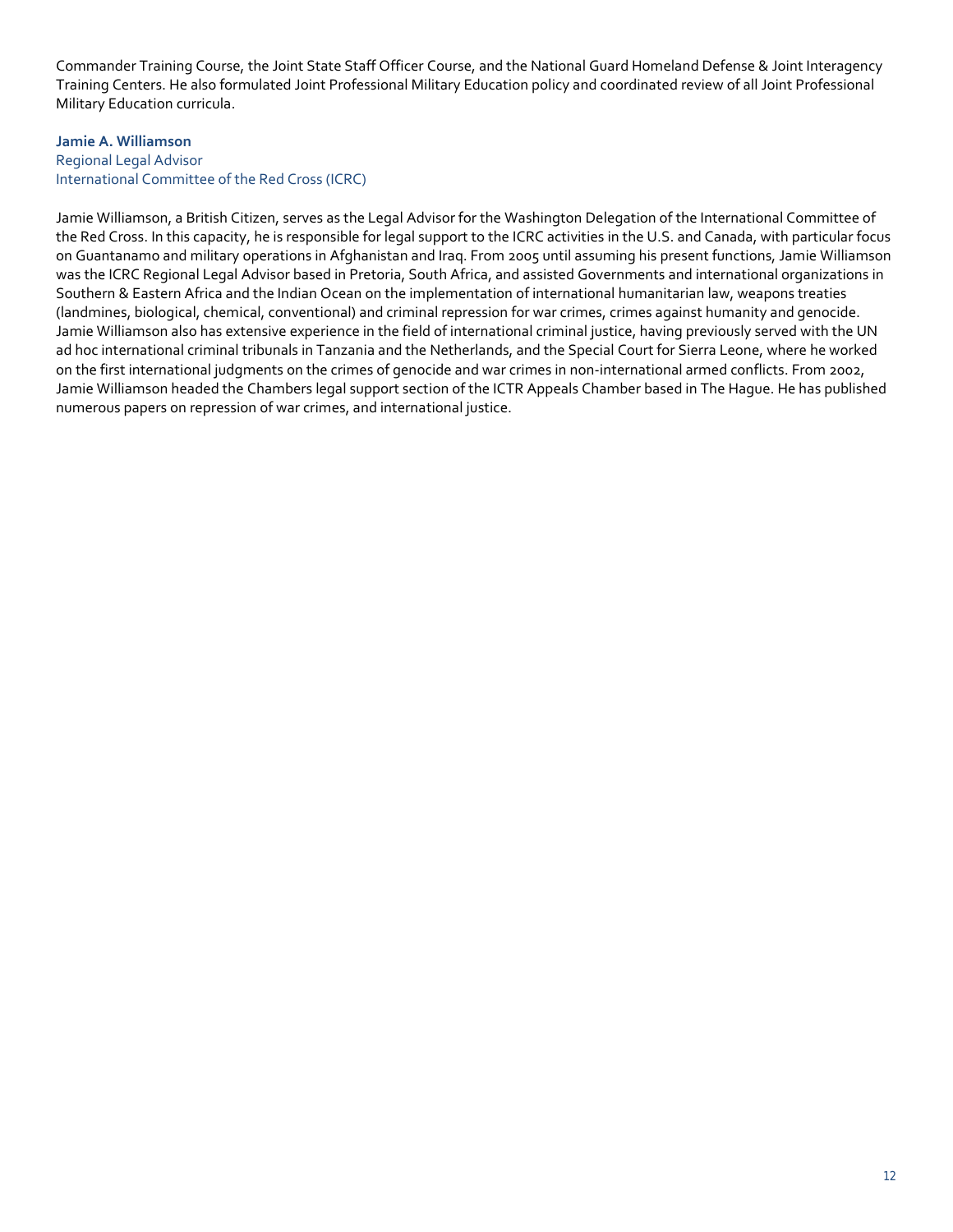Commander Training Course, the Joint State Staff Officer Course, and the National Guard Homeland Defense & Joint Interagency Training Centers. He also formulated Joint Professional Military Education policy and coordinated review of all Joint Professional Military Education curricula.

**Jamie A. Williamson**
Regional Legal Advisor
International Committee of the Red Cross (ICRC)

Jamie Williamson, a British Citizen, serves as the Legal Advisor for the Washington Delegation of the International Committee of the Red Cross. In this capacity, he is responsible for legal support to the ICRC activities in the U.S. and Canada, with particular focus on Guantanamo and military operations in Afghanistan and Iraq. From 2005 until assuming his present functions, Jamie Williamson was the ICRC Regional Legal Advisor based in Pretoria, South Africa, and assisted Governments and international organizations in Southern & Eastern Africa and the Indian Ocean on the implementation of international humanitarian law, weapons treaties (landmines, biological, chemical, conventional) and criminal repression for war crimes, crimes against humanity and genocide. Jamie Williamson also has extensive experience in the field of international criminal justice, having previously served with the UN ad hoc international criminal tribunals in Tanzania and the Netherlands, and the Special Court for Sierra Leone, where he worked on the first international judgments on the crimes of genocide and war crimes in non-international armed conflicts. From 2002, Jamie Williamson headed the Chambers legal support section of the ICTR Appeals Chamber based in The Hague. He has published numerous papers on repression of war crimes, and international justice.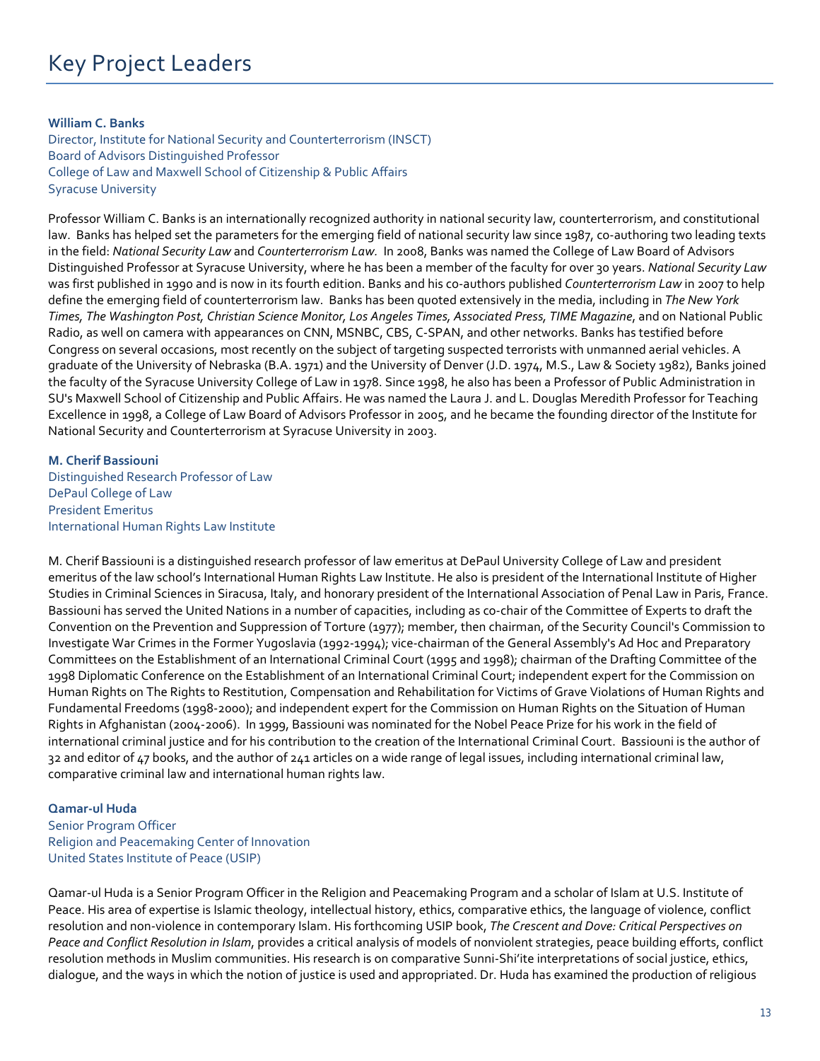# Key Project Leaders

**William C. Banks**
Director, Institute for National Security and Counterterrorism (INSCT)
Board of Advisors Distinguished Professor
College of Law and Maxwell School of Citizenship & Public Affairs
Syracuse University

Professor William C. Banks is an internationally recognized authority in national security law, counterterrorism, and constitutional law. Banks has helped set the parameters for the emerging field of national security law since 1987, co-authoring two leading texts in the field: *National Security Law* and *Counterterrorism Law*. In 2008, Banks was named the College of Law Board of Advisors Distinguished Professor at Syracuse University, where he has been a member of the faculty for over 30 years. *National Security Law* was first published in 1990 and is now in its fourth edition. Banks and his co-authors published *Counterterrorism Law* in 2007 to help define the emerging field of counterterrorism law. Banks has been quoted extensively in the media, including in *The New York Times, The Washington Post, Christian Science Monitor, Los Angeles Times, Associated Press, TIME Magazine*, and on National Public Radio, as well on camera with appearances on CNN, MSNBC, CBS, C-SPAN, and other networks. Banks has testified before Congress on several occasions, most recently on the subject of targeting suspected terrorists with unmanned aerial vehicles. A graduate of the University of Nebraska (B.A. 1971) and the University of Denver (J.D. 1974, M.S., Law & Society 1982), Banks joined the faculty of the Syracuse University College of Law in 1978. Since 1998, he also has been a Professor of Public Administration in SU's Maxwell School of Citizenship and Public Affairs. He was named the Laura J. and L. Douglas Meredith Professor for Teaching Excellence in 1998, a College of Law Board of Advisors Professor in 2005, and he became the founding director of the Institute for National Security and Counterterrorism at Syracuse University in 2003.

**M. Cherif Bassiouni**
Distinguished Research Professor of Law
DePaul College of Law
President Emeritus
International Human Rights Law Institute

M. Cherif Bassiouni is a distinguished research professor of law emeritus at DePaul University College of Law and president emeritus of the law school's International Human Rights Law Institute. He also is president of the International Institute of Higher Studies in Criminal Sciences in Siracusa, Italy, and honorary president of the International Association of Penal Law in Paris, France. Bassiouni has served the United Nations in a number of capacities, including as co-chair of the Committee of Experts to draft the Convention on the Prevention and Suppression of Torture (1977); member, then chairman, of the Security Council's Commission to Investigate War Crimes in the Former Yugoslavia (1992-1994); vice-chairman of the General Assembly's Ad Hoc and Preparatory Committees on the Establishment of an International Criminal Court (1995 and 1998); chairman of the Drafting Committee of the 1998 Diplomatic Conference on the Establishment of an International Criminal Court; independent expert for the Commission on Human Rights on The Rights to Restitution, Compensation and Rehabilitation for Victims of Grave Violations of Human Rights and Fundamental Freedoms (1998-2000); and independent expert for the Commission on Human Rights on the Situation of Human Rights in Afghanistan (2004-2006). In 1999, Bassiouni was nominated for the Nobel Peace Prize for his work in the field of international criminal justice and for his contribution to the creation of the International Criminal Court. Bassiouni is the author of 32 and editor of 47 books, and the author of 241 articles on a wide range of legal issues, including international criminal law, comparative criminal law and international human rights law.

**Qamar-ul Huda**
Senior Program Officer
Religion and Peacemaking Center of Innovation
United States Institute of Peace (USIP)

Qamar-ul Huda is a Senior Program Officer in the Religion and Peacemaking Program and a scholar of Islam at U.S. Institute of Peace. His area of expertise is Islamic theology, intellectual history, ethics, comparative ethics, the language of violence, conflict resolution and non-violence in contemporary Islam. His forthcoming USIP book, *The Crescent and Dove: Critical Perspectives on Peace and Conflict Resolution in Islam*, provides a critical analysis of models of nonviolent strategies, peace building efforts, conflict resolution methods in Muslim communities. His research is on comparative Sunni-Shi'ite interpretations of social justice, ethics, dialogue, and the ways in which the notion of justice is used and appropriated. Dr. Huda has examined the production of religious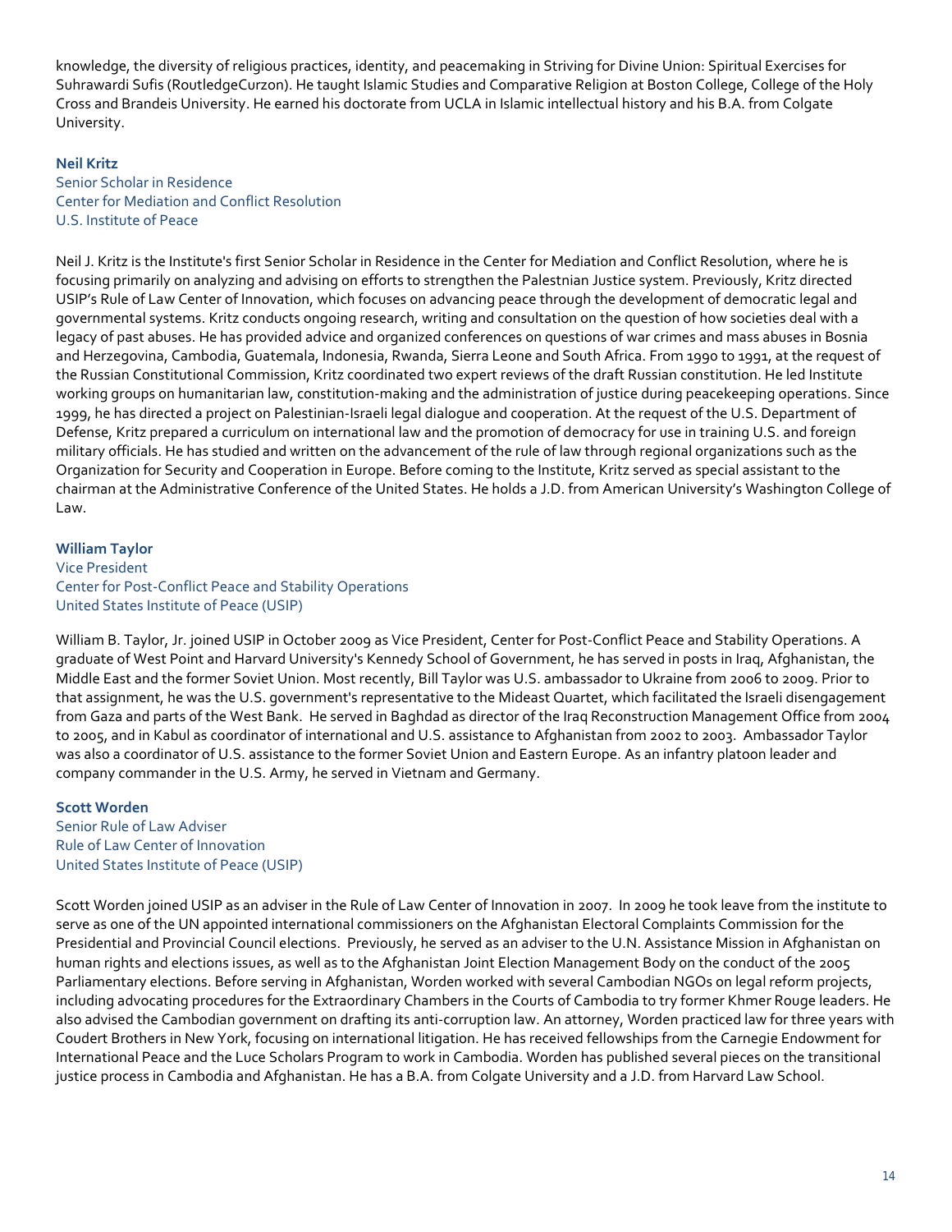knowledge, the diversity of religious practices, identity, and peacemaking in Striving for Divine Union: Spiritual Exercises for Suhrawardi Sufis (RoutledgeCurzon). He taught Islamic Studies and Comparative Religion at Boston College, College of the Holy Cross and Brandeis University. He earned his doctorate from UCLA in Islamic intellectual history and his B.A. from Colgate University.

**Neil Kritz**
Senior Scholar in Residence
Center for Mediation and Conflict Resolution
U.S. Institute of Peace

Neil J. Kritz is the Institute's first Senior Scholar in Residence in the Center for Mediation and Conflict Resolution, where he is focusing primarily on analyzing and advising on efforts to strengthen the Palestnian Justice system. Previously, Kritz directed USIP's Rule of Law Center of Innovation, which focuses on advancing peace through the development of democratic legal and governmental systems. Kritz conducts ongoing research, writing and consultation on the question of how societies deal with a legacy of past abuses. He has provided advice and organized conferences on questions of war crimes and mass abuses in Bosnia and Herzegovina, Cambodia, Guatemala, Indonesia, Rwanda, Sierra Leone and South Africa. From 1990 to 1991, at the request of the Russian Constitutional Commission, Kritz coordinated two expert reviews of the draft Russian constitution. He led Institute working groups on humanitarian law, constitution-making and the administration of justice during peacekeeping operations. Since 1999, he has directed a project on Palestinian-Israeli legal dialogue and cooperation. At the request of the U.S. Department of Defense, Kritz prepared a curriculum on international law and the promotion of democracy for use in training U.S. and foreign military officials. He has studied and written on the advancement of the rule of law through regional organizations such as the Organization for Security and Cooperation in Europe. Before coming to the Institute, Kritz served as special assistant to the chairman at the Administrative Conference of the United States. He holds a J.D. from American University's Washington College of Law.

**William Taylor**
Vice President
Center for Post-Conflict Peace and Stability Operations
United States Institute of Peace (USIP)

William B. Taylor, Jr. joined USIP in October 2009 as Vice President, Center for Post-Conflict Peace and Stability Operations. A graduate of West Point and Harvard University's Kennedy School of Government, he has served in posts in Iraq, Afghanistan, the Middle East and the former Soviet Union. Most recently, Bill Taylor was U.S. ambassador to Ukraine from 2006 to 2009. Prior to that assignment, he was the U.S. government's representative to the Mideast Quartet, which facilitated the Israeli disengagement from Gaza and parts of the West Bank. He served in Baghdad as director of the Iraq Reconstruction Management Office from 2004 to 2005, and in Kabul as coordinator of international and U.S. assistance to Afghanistan from 2002 to 2003. Ambassador Taylor was also a coordinator of U.S. assistance to the former Soviet Union and Eastern Europe. As an infantry platoon leader and company commander in the U.S. Army, he served in Vietnam and Germany.

**Scott Worden**
Senior Rule of Law Adviser
Rule of Law Center of Innovation
United States Institute of Peace (USIP)

Scott Worden joined USIP as an adviser in the Rule of Law Center of Innovation in 2007. In 2009 he took leave from the institute to serve as one of the UN appointed international commissioners on the Afghanistan Electoral Complaints Commission for the Presidential and Provincial Council elections. Previously, he served as an adviser to the U.N. Assistance Mission in Afghanistan on human rights and elections issues, as well as to the Afghanistan Joint Election Management Body on the conduct of the 2005 Parliamentary elections. Before serving in Afghanistan, Worden worked with several Cambodian NGOs on legal reform projects, including advocating procedures for the Extraordinary Chambers in the Courts of Cambodia to try former Khmer Rouge leaders. He also advised the Cambodian government on drafting its anti-corruption law. An attorney, Worden practiced law for three years with Coudert Brothers in New York, focusing on international litigation. He has received fellowships from the Carnegie Endowment for International Peace and the Luce Scholars Program to work in Cambodia. Worden has published several pieces on the transitional justice process in Cambodia and Afghanistan. He has a B.A. from Colgate University and a J.D. from Harvard Law School.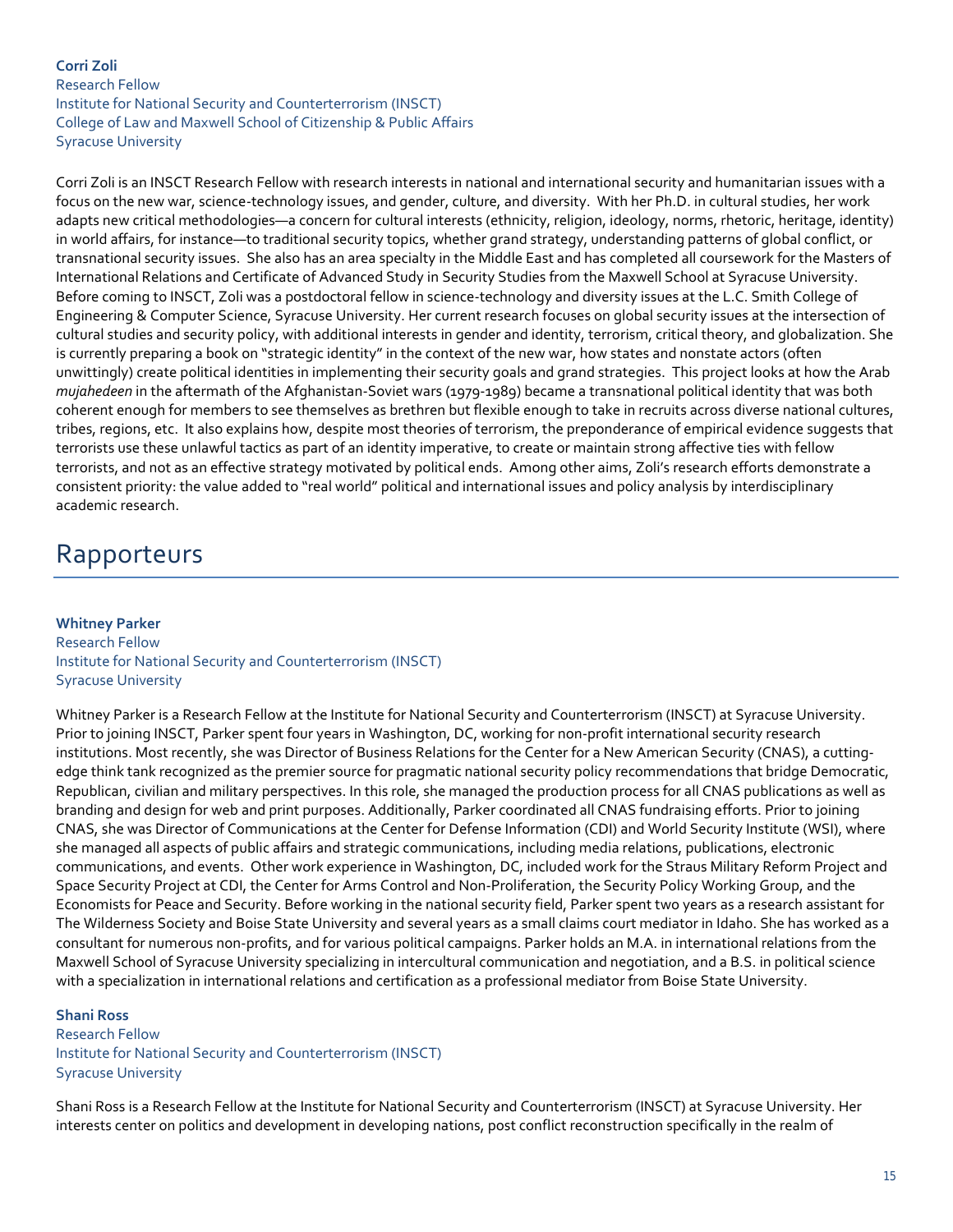**Corri Zoli**
Research Fellow
Institute for National Security and Counterterrorism (INSCT)
College of Law and Maxwell School of Citizenship & Public Affairs
Syracuse University

Corri Zoli is an INSCT Research Fellow with research interests in national and international security and humanitarian issues with a focus on the new war, science-technology issues, and gender, culture, and diversity. With her Ph.D. in cultural studies, her work adapts new critical methodologies—a concern for cultural interests (ethnicity, religion, ideology, norms, rhetoric, heritage, identity) in world affairs, for instance—to traditional security topics, whether grand strategy, understanding patterns of global conflict, or transnational security issues. She also has an area specialty in the Middle East and has completed all coursework for the Masters of International Relations and Certificate of Advanced Study in Security Studies from the Maxwell School at Syracuse University. Before coming to INSCT, Zoli was a postdoctoral fellow in science-technology and diversity issues at the L.C. Smith College of Engineering & Computer Science, Syracuse University. Her current research focuses on global security issues at the intersection of cultural studies and security policy, with additional interests in gender and identity, terrorism, critical theory, and globalization. She is currently preparing a book on "strategic identity" in the context of the new war, how states and nonstate actors (often unwittingly) create political identities in implementing their security goals and grand strategies. This project looks at how the Arab *mujahedeen* in the aftermath of the Afghanistan-Soviet wars (1979-1989) became a transnational political identity that was both coherent enough for members to see themselves as brethren but flexible enough to take in recruits across diverse national cultures, tribes, regions, etc. It also explains how, despite most theories of terrorism, the preponderance of empirical evidence suggests that terrorists use these unlawful tactics as part of an identity imperative, to create or maintain strong affective ties with fellow terrorists, and not as an effective strategy motivated by political ends. Among other aims, Zoli's research efforts demonstrate a consistent priority: the value added to "real world" political and international issues and policy analysis by interdisciplinary academic research.

# Rapporteurs

**Whitney Parker**
Research Fellow
Institute for National Security and Counterterrorism (INSCT)
Syracuse University

Whitney Parker is a Research Fellow at the Institute for National Security and Counterterrorism (INSCT) at Syracuse University. Prior to joining INSCT, Parker spent four years in Washington, DC, working for non-profit international security research institutions. Most recently, she was Director of Business Relations for the Center for a New American Security (CNAS), a cutting-edge think tank recognized as the premier source for pragmatic national security policy recommendations that bridge Democratic, Republican, civilian and military perspectives. In this role, she managed the production process for all CNAS publications as well as branding and design for web and print purposes. Additionally, Parker coordinated all CNAS fundraising efforts. Prior to joining CNAS, she was Director of Communications at the Center for Defense Information (CDI) and World Security Institute (WSI), where she managed all aspects of public affairs and strategic communications, including media relations, publications, electronic communications, and events. Other work experience in Washington, DC, included work for the Straus Military Reform Project and Space Security Project at CDI, the Center for Arms Control and Non-Proliferation, the Security Policy Working Group, and the Economists for Peace and Security. Before working in the national security field, Parker spent two years as a research assistant for The Wilderness Society and Boise State University and several years as a small claims court mediator in Idaho. She has worked as a consultant for numerous non-profits, and for various political campaigns. Parker holds an M.A. in international relations from the Maxwell School of Syracuse University specializing in intercultural communication and negotiation, and a B.S. in political science with a specialization in international relations and certification as a professional mediator from Boise State University.

**Shani Ross**
Research Fellow
Institute for National Security and Counterterrorism (INSCT)
Syracuse University

Shani Ross is a Research Fellow at the Institute for National Security and Counterterrorism (INSCT) at Syracuse University. Her interests center on politics and development in developing nations, post conflict reconstruction specifically in the realm of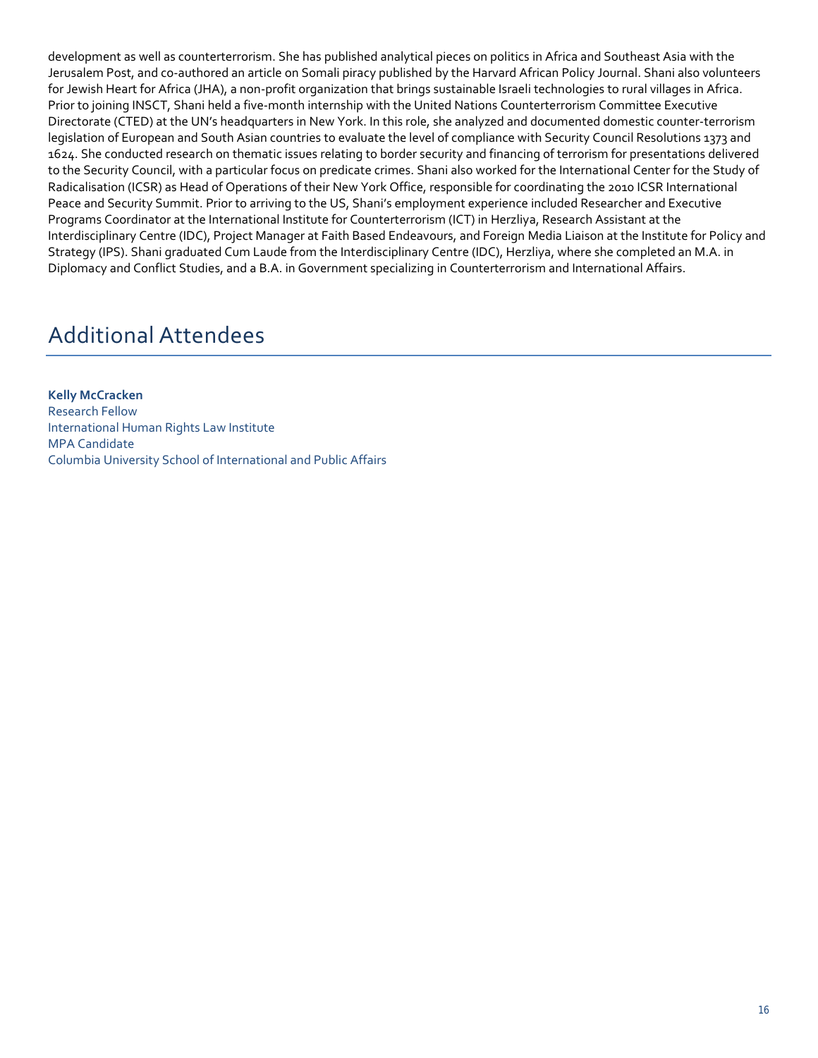development as well as counterterrorism. She has published analytical pieces on politics in Africa and Southeast Asia with the Jerusalem Post, and co-authored an article on Somali piracy published by the Harvard African Policy Journal. Shani also volunteers for Jewish Heart for Africa (JHA), a non-profit organization that brings sustainable Israeli technologies to rural villages in Africa. Prior to joining INSCT, Shani held a five-month internship with the United Nations Counterterrorism Committee Executive Directorate (CTED) at the UN's headquarters in New York. In this role, she analyzed and documented domestic counter-terrorism legislation of European and South Asian countries to evaluate the level of compliance with Security Council Resolutions 1373 and 1624. She conducted research on thematic issues relating to border security and financing of terrorism for presentations delivered to the Security Council, with a particular focus on predicate crimes. Shani also worked for the International Center for the Study of Radicalisation (ICSR) as Head of Operations of their New York Office, responsible for coordinating the 2010 ICSR International Peace and Security Summit. Prior to arriving to the US, Shani's employment experience included Researcher and Executive Programs Coordinator at the International Institute for Counterterrorism (ICT) in Herzliya, Research Assistant at the Interdisciplinary Centre (IDC), Project Manager at Faith Based Endeavours, and Foreign Media Liaison at the Institute for Policy and Strategy (IPS). Shani graduated Cum Laude from the Interdisciplinary Centre (IDC), Herzliya, where she completed an M.A. in Diplomacy and Conflict Studies, and a B.A. in Government specializing in Counterterrorism and International Affairs.

# Additional Attendees

**Kelly McCracken**
Research Fellow
International Human Rights Law Institute
MPA Candidate
Columbia University School of International and Public Affairs